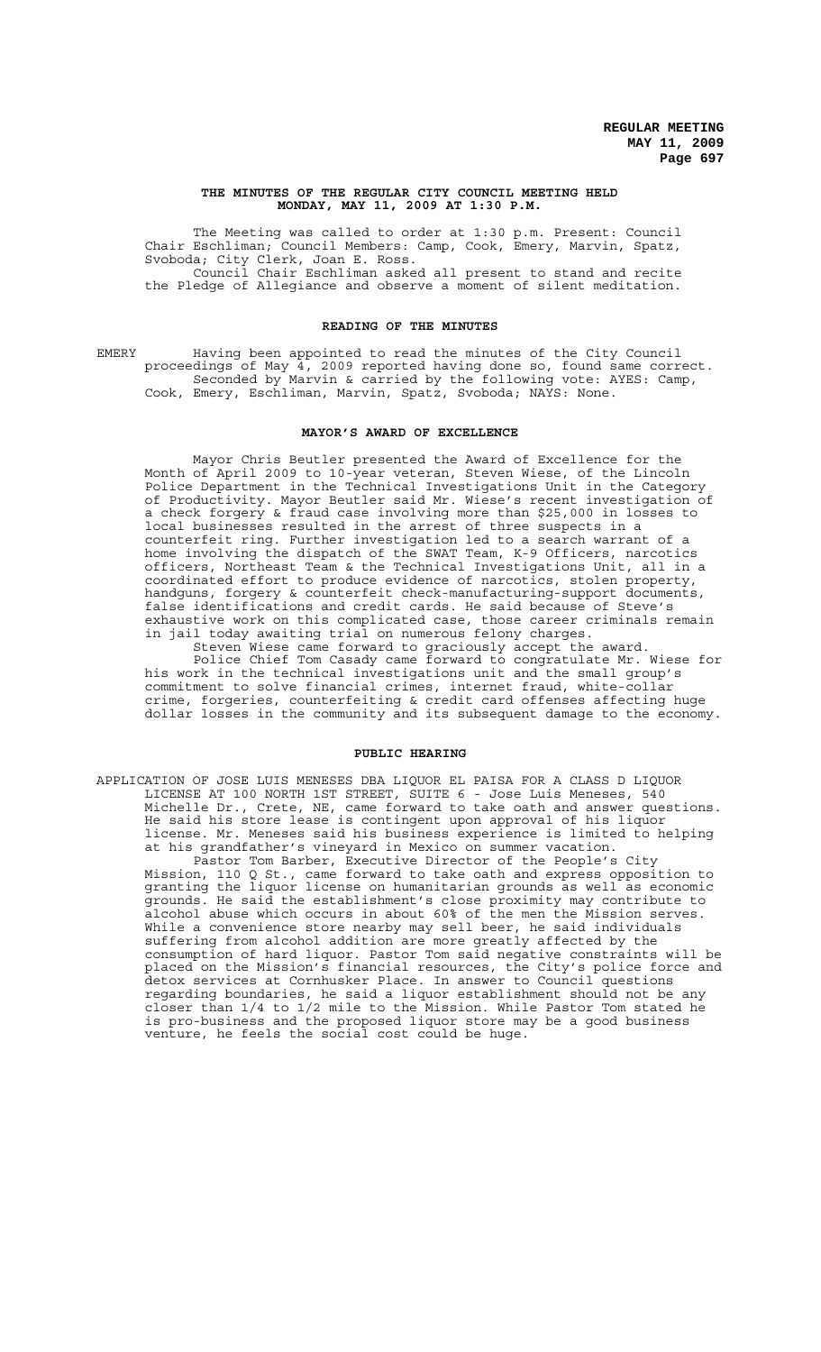## THE MINUTES OF THE REGULAR CITY COUNCIL MEETING HELD MONDAY, MAY 11, 2009 AT 1:30 P.M.

The Meeting was called to order at 1:30 p.m. Present: Council Chair Eschliman; Council Members: Camp, Cook, Emery, Marvin, Spatz, Svoboda; City Clerk, Joan E. Ross.

Council Chair Eschliman asked all present to stand and recite the Pledge of Allegiance and observe a moment of silent meditation.

### READING OF THE MINUTES

EMERY Having been appointed to read the minutes of the City Council proceedings of May 4, 2009 reported having done so, found same correct. Seconded by Marvin & carried by the following vote: AYES: Camp, Cook, Emery, Eschliman, Marvin, Spatz, Svoboda; NAYS: None.

### MAYOR'S AWARD OF EXCELLENCE

Mayor Chris Beutler presented the Award of Excellence for the Month of April 2009 to 10-year veteran, Steven Wiese, of the Lincoln Police Department in the Technical Investigations Unit in the Category of Productivity. Mayor Beutler said Mr. Wiese's recent investigation of a check forgery & fraud case involving more than $25,000 in losses to local businesses resulted in the arrest of three suspects in a counterfeit ring. Further investigation led to a search warrant of a home involving the dispatch of the SWAT Team, K-9 Officers, narcotics officers, Northeast Team & the Technical Investigations Unit, all in a coordinated effort to produce evidence of narcotics, stolen property, handguns, forgery & counterfeit check-manufacturing-support documents, false identifications and credit cards. He said because of Steve's exhaustive work on this complicated case, those career criminals remain in jail today awaiting trial on numerous felony charges.

Steven Wiese came forward to graciously accept the award.

Police Chief Tom Casady came forward to congratulate Mr. Wiese for his work in the technical investigations unit and the small group's commitment to solve financial crimes, internet fraud, white-collar crime, forgeries, counterfeiting & credit card offenses affecting huge dollar losses in the community and its subsequent damage to the economy.

### PUBLIC HEARING

APPLICATION OF JOSE LUIS MENESES DBA LIQUOR EL PAISA FOR A CLASS D LIQUOR LICENSE AT 100 NORTH 1ST STREET, SUITE 6 - Jose Luis Meneses, 540 Michelle Dr., Crete, NE, came forward to take oath and answer questions. He said his store lease is contingent upon approval of his liquor license. Mr. Meneses said his business experience is limited to helping at his grandfather's vineyard in Mexico on summer vacation.

Pastor Tom Barber, Executive Director of the People's City Mission, 110 Q St., came forward to take oath and express opposition to granting the liquor license on humanitarian grounds as well as economic grounds. He said the establishment's close proximity may contribute to alcohol abuse which occurs in about 60% of the men the Mission serves. While a convenience store nearby may sell beer, he said individuals suffering from alcohol addition are more greatly affected by the consumption of hard liquor. Pastor Tom said negative constraints will be placed on the Mission's financial resources, the City's police force and detox services at Cornhusker Place. In answer to Council questions regarding boundaries, he said a liquor establishment should not be any closer than 1/4 to 1/2 mile to the Mission. While Pastor Tom stated he is pro-business and the proposed liquor store may be a good business venture, he feels the social cost could be huge.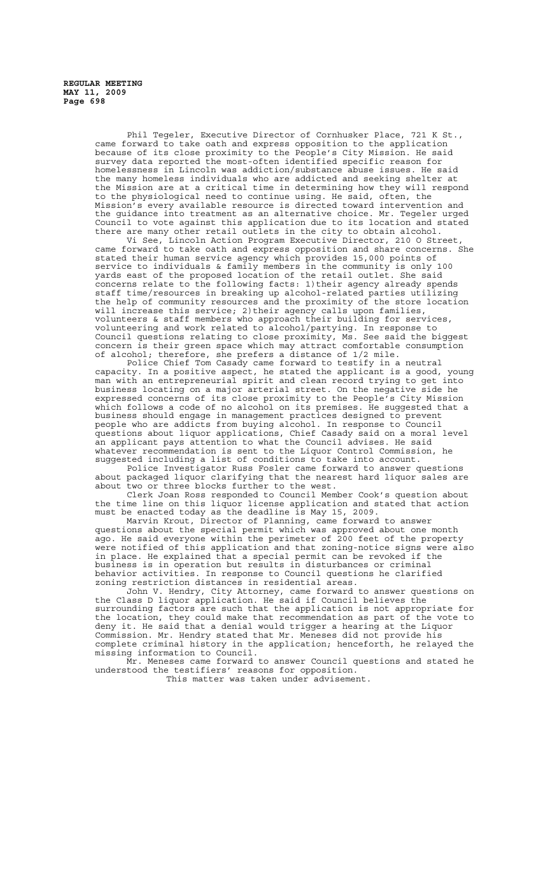Phil Tegeler, Executive Director of Cornhusker Place, 721 K St., came forward to take oath and express opposition to the application because of its close proximity to the People's City Mission. He said survey data reported the most-often identified specific reason for homelessness in Lincoln was addiction/substance abuse issues. He said the many homeless individuals who are addicted and seeking shelter at the Mission are at a critical time in determining how they will respond to the physiological need to continue using. He said, often, the Mission's every available resource is directed toward intervention and the guidance into treatment as an alternative choice. Mr. Tegeler urged Council to vote against this application due to its location and stated there are many other retail outlets in the city to obtain alcohol.

Vi See, Lincoln Action Program Executive Director, 210 O Street, came forward to take oath and express opposition and share concerns. She stated their human service agency which provides 15,000 points of service to individuals & family members in the community is only 100 yards east of the proposed location of the retail outlet. She said concerns relate to the following facts: 1)their agency already spends staff time/resources in breaking up alcohol-related parties utilizing the help of community resources and the proximity of the store location will increase this service; 2)their agency calls upon families, volunteers & staff members who approach their building for services, volunteering and work related to alcohol/partying. In response to Council questions relating to close proximity, Ms. See said the biggest concern is their green space which may attract comfortable consumption of alcohol; therefore, she prefers a distance of 1/2 mile.

Police Chief Tom Casady came forward to testify in a neutral capacity. In a positive aspect, he stated the applicant is a good, young man with an entrepreneurial spirit and clean record trying to get into business locating on a major arterial street. On the negative side he expressed concerns of its close proximity to the People's City Mission which follows a code of no alcohol on its premises. He suggested that a business should engage in management practices designed to prevent people who are addicts from buying alcohol. In response to Council questions about liquor applications, Chief Casady said on a moral level an applicant pays attention to what the Council advises. He said whatever recommendation is sent to the Liquor Control Commission, he suggested including a list of conditions to take into account.

Police Investigator Russ Fosler came forward to answer questions about packaged liquor clarifying that the nearest hard liquor sales are about two or three blocks further to the west.

Clerk Joan Ross responded to Council Member Cook's question about the time line on this liquor license application and stated that action must be enacted today as the deadline is May 15, 2009.

Marvin Krout, Director of Planning, came forward to answer questions about the special permit which was approved about one month ago. He said everyone within the perimeter of 200 feet of the property were notified of this application and that zoning-notice signs were also in place. He explained that a special permit can be revoked if the business is in operation but results in disturbances or criminal behavior activities. In response to Council questions he clarified zoning restriction distances in residential areas.

John V. Hendry, City Attorney, came forward to answer questions on the Class D liquor application. He said if Council believes the surrounding factors are such that the application is not appropriate for the location, they could make that recommendation as part of the vote to deny it. He said that a denial would trigger a hearing at the Liquor Commission. Mr. Hendry stated that Mr. Meneses did not provide his complete criminal history in the application; henceforth, he relayed the missing information to Council.

Mr. Meneses came forward to answer Council questions and stated he understood the testifiers' reasons for opposition.

This matter was taken under advisement.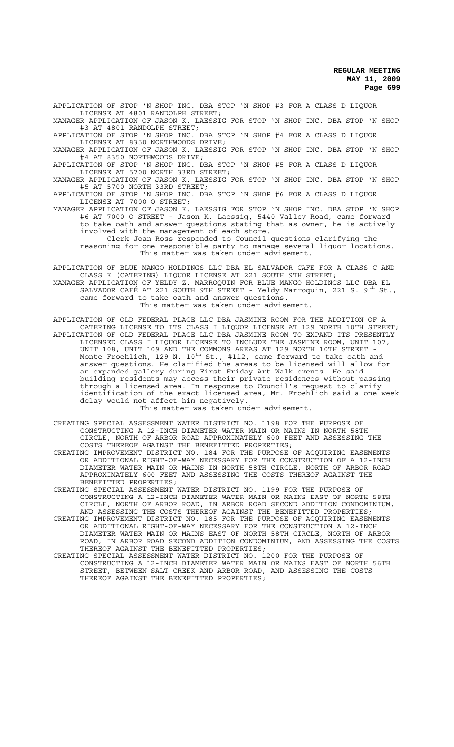APPLICATION OF STOP 'N SHOP INC. DBA STOP 'N SHOP #3 FOR A CLASS D LIQUOR LICENSE AT 4801 RANDOLPH STREET;

MANAGER APPLICATION OF JASON K. LAESSIG FOR STOP 'N SHOP INC. DBA STOP 'N SHOP #3 AT 4801 RANDOLPH STREET;

APPLICATION OF STOP 'N SHOP INC. DBA STOP 'N SHOP #4 FOR A CLASS D LIQUOR LICENSE AT 8350 NORTHWOODS DRIVE;

MANAGER APPLICATION OF JASON K. LAESSIG FOR STOP 'N SHOP INC. DBA STOP 'N SHOP #4 AT 8350 NORTHWOODS DRIVE;

APPLICATION OF STOP 'N SHOP INC. DBA STOP 'N SHOP #5 FOR A CLASS D LIQUOR LICENSE AT 5700 NORTH 33RD STREET;

MANAGER APPLICATION OF JASON K. LAESSIG FOR STOP 'N SHOP INC. DBA STOP 'N SHOP #5 AT 5700 NORTH 33RD STREET;

APPLICATION OF STOP 'N SHOP INC. DBA STOP 'N SHOP #6 FOR A CLASS D LIQUOR LICENSE AT 7000 O STREET;

MANAGER APPLICATION OF JASON K. LAESSIG FOR STOP 'N SHOP INC. DBA STOP 'N SHOP #6 AT 7000 O STREET - Jason K. Laessig, 5440 Valley Road, came forward to take oath and answer questions stating that as owner, he is actively involved with the management of each store.

Clerk Joan Ross responded to Council questions clarifying the reasoning for one responsible party to manage several liquor locations.

This matter was taken under advisement.

APPLICATION OF BLUE MANGO HOLDINGS LLC DBA EL SALVADOR CAFE FOR A CLASS C AND CLASS K (CATERING) LIQUOR LICENSE AT 221 SOUTH 9TH STREET;

MANAGER APPLICATION OF YELDY Z. MARROQUIN FOR BLUE MANGO HOLDINGS LLC DBA EL SALVADOR CAFÉ AT 221 SOUTH 9TH STREET - Yeldy Marroquin, 221 S. 9th St., came forward to take oath and answer questions.

This matter was taken under advisement.

APPLICATION OF OLD FEDERAL PLACE LLC DBA JASMINE ROOM FOR THE ADDITION OF A CATERING LICENSE TO ITS CLASS I LIQUOR LICENSE AT 129 NORTH 10TH STREET;

APPLICATION OF OLD FEDERAL PLACE LLC DBA JASMINE ROOM TO EXPAND ITS PRESENTLY LICENSED CLASS I LIQUOR LICENSE TO INCLUDE THE JASMINE ROOM, UNIT 107, UNIT 108, UNIT 109 AND THE COMMONS AREAS AT 129 NORTH 10TH STREET - Monte Froehlich, 129 N. 10th St., #112, came forward to take oath and answer questions. He clarified the areas to be licensed will allow for an expanded gallery during First Friday Art Walk events. He said building residents may access their private residences without passing through a licensed area. In response to Council's request to clarify identification of the exact licensed area, Mr. Froehlich said a one week delay would not affect him negatively.

This matter was taken under advisement.

CREATING SPECIAL ASSESSMENT WATER DISTRICT NO. 1198 FOR THE PURPOSE OF CONSTRUCTING A 12-INCH DIAMETER WATER MAIN OR MAINS IN NORTH 58TH CIRCLE, NORTH OF ARBOR ROAD APPROXIMATELY 600 FEET AND ASSESSING THE COSTS THEREOF AGAINST THE BENEFITTED PROPERTIES;

CREATING IMPROVEMENT DISTRICT NO. 184 FOR THE PURPOSE OF ACQUIRING EASEMENTS OR ADDITIONAL RIGHT-OF-WAY NECESSARY FOR THE CONSTRUCTION OF A 12-INCH DIAMETER WATER MAIN OR MAINS IN NORTH 58TH CIRCLE, NORTH OF ARBOR ROAD APPROXIMATELY 600 FEET AND ASSESSING THE COSTS THEREOF AGAINST THE BENEFITTED PROPERTIES;

CREATING SPECIAL ASSESSMENT WATER DISTRICT NO. 1199 FOR THE PURPOSE OF CONSTRUCTING A 12-INCH DIAMETER WATER MAIN OR MAINS EAST OF NORTH 58TH CIRCLE, NORTH OF ARBOR ROAD, IN ARBOR ROAD SECOND ADDITION CONDOMINIUM, AND ASSESSING THE COSTS THEREOF AGAINST THE BENEFITTED PROPERTIES;

CREATING IMPROVEMENT DISTRICT NO. 185 FOR THE PURPOSE OF ACQUIRING EASEMENTS OR ADDITIONAL RIGHT-OF-WAY NECESSARY FOR THE CONSTRUCTION A 12-INCH DIAMETER WATER MAIN OR MAINS EAST OF NORTH 58TH CIRCLE, NORTH OF ARBOR ROAD, IN ARBOR ROAD SECOND ADDITION CONDOMINIUM, AND ASSESSING THE COSTS THEREOF AGAINST THE BENEFITTED PROPERTIES;

CREATING SPECIAL ASSESSMENT WATER DISTRICT NO. 1200 FOR THE PURPOSE OF CONSTRUCTING A 12-INCH DIAMETER WATER MAIN OR MAINS EAST OF NORTH 56TH STREET, BETWEEN SALT CREEK AND ARBOR ROAD, AND ASSESSING THE COSTS THEREOF AGAINST THE BENEFITTED PROPERTIES;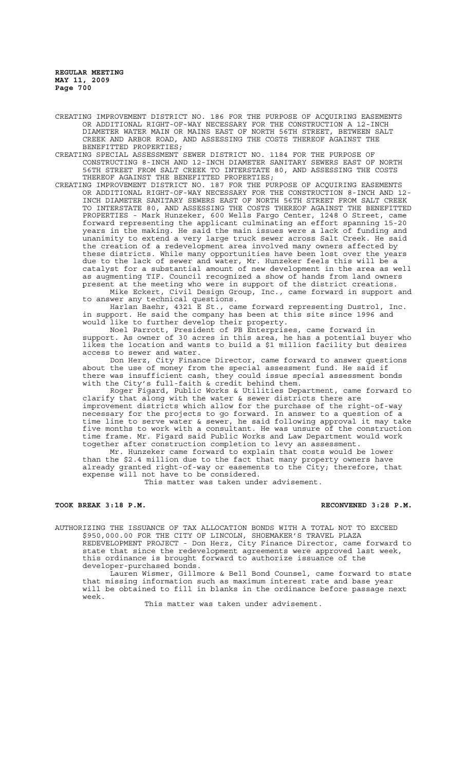CREATING IMPROVEMENT DISTRICT NO. 186 FOR THE PURPOSE OF ACQUIRING EASEMENTS OR ADDITIONAL RIGHT-OF-WAY NECESSARY FOR THE CONSTRUCTION A 12-INCH DIAMETER WATER MAIN OR MAINS EAST OF NORTH 56TH STREET, BETWEEN SALT CREEK AND ARBOR ROAD, AND ASSESSING THE COSTS THEREOF AGAINST THE BENEFITTED PROPERTIES;

CREATING SPECIAL ASSESSMENT SEWER DISTRICT NO. 1184 FOR THE PURPOSE OF CONSTRUCTING 8-INCH AND 12-INCH DIAMETER SANITARY SEWERS EAST OF NORTH 56TH STREET FROM SALT CREEK TO INTERSTATE 80, AND ASSESSING THE COSTS THEREOF AGAINST THE BENEFITTED PROPERTIES;

CREATING IMPROVEMENT DISTRICT NO. 187 FOR THE PURPOSE OF ACQUIRING EASEMENTS OR ADDITIONAL RIGHT-OF-WAY NECESSARY FOR THE CONSTRUCTION 8-INCH AND 12-INCH DIAMETER SANITARY SEWERS EAST OF NORTH 56TH STREET FROM SALT CREEK TO INTERSTATE 80, AND ASSESSING THE COSTS THEREOF AGAINST THE BENEFITTED PROPERTIES - Mark Hunzeker, 600 Wells Fargo Center, 1248 O Street, came forward representing the applicant culminating an effort spanning 15-20 years in the making. He said the main issues were a lack of funding and unanimity to extend a very large truck sewer across Salt Creek. He said the creation of a redevelopment area involved many owners affected by these districts. While many opportunities have been lost over the years due to the lack of sewer and water, Mr. Hunzeker feels this will be a catalyst for a substantial amount of new development in the area as well as augmenting TIF. Council recognized a show of hands from land owners present at the meeting who were in support of the district creations.

Mike Eckert, Civil Design Group, Inc., came forward in support and to answer any technical questions.

Harlan Baehr, 4321 E St., came forward representing Dustrol, Inc. in support. He said the company has been at this site since 1996 and would like to further develop their property.

Noel Parrott, President of PB Enterprises, came forward in support. As owner of 30 acres in this area, he has a potential buyer who likes the location and wants to build a $1 million facility but desires access to sewer and water.

Don Herz, City Finance Director, came forward to answer questions about the use of money from the special assessment fund. He said if there was insufficient cash, they could issue special assessment bonds with the City's full-faith & credit behind them.

Roger Figard, Public Works & Utilities Department, came forward to clarify that along with the water & sewer districts there are improvement districts which allow for the purchase of the right-of-way necessary for the projects to go forward. In answer to a question of a time line to serve water & sewer, he said following approval it may take five months to work with a consultant. He was unsure of the construction time frame. Mr. Figard said Public Works and Law Department would work together after construction completion to levy an assessment.

Mr. Hunzeker came forward to explain that costs would be lower than the $2.4 million due to the fact that many property owners have already granted right-of-way or easements to the City; therefore, that expense will not have to be considered.

This matter was taken under advisement.

**TOOK BREAK 3:18 P.M.** **RECONVENED 3:28 P.M.**

AUTHORIZING THE ISSUANCE OF TAX ALLOCATION BONDS WITH A TOTAL NOT TO EXCEED $950,000.00 FOR THE CITY OF LINCOLN, SHOEMAKER'S TRAVEL PLAZA REDEVELOPMENT PROJECT - Don Herz, City Finance Director, came forward to state that since the redevelopment agreements were approved last week, this ordinance is brought forward to authorize issuance of the developer-purchased bonds.

Lauren Wismer, Gillmore & Bell Bond Counsel, came forward to state that missing information such as maximum interest rate and base year will be obtained to fill in blanks in the ordinance before passage next week.

This matter was taken under advisement.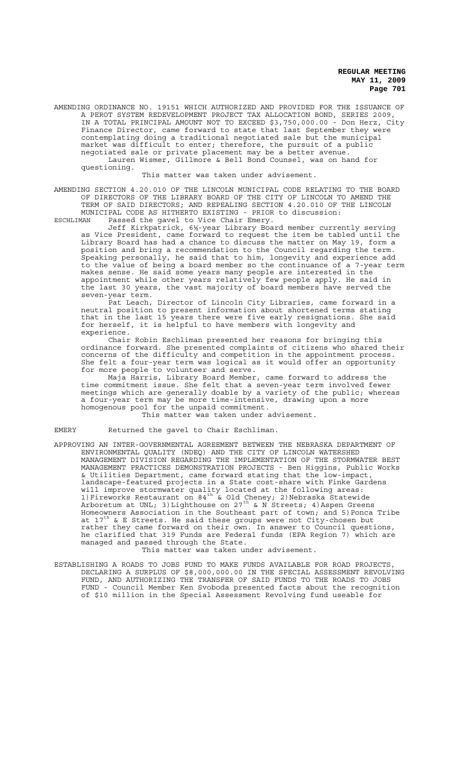AMENDING ORDINANCE NO. 19151 WHICH AUTHORIZED AND PROVIDED FOR THE ISSUANCE OF A PEROT SYSTEM REDEVELOPMENT PROJECT TAX ALLOCATION BOND, SERIES 2009, IN A TOTAL PRINCIPAL AMOUNT NOT TO EXCEED $3,750,000.00 - Don Herz, City Finance Director, came forward to state that last September they were contemplating doing a traditional negotiated sale but the municipal market was difficult to enter; therefore, the pursuit of a public negotiated sale or private placement may be a better avenue.

Lauren Wismer, Gillmore & Bell Bond Counsel, was on hand for questioning.

This matter was taken under advisement.

AMENDING SECTION 4.20.010 OF THE LINCOLN MUNICIPAL CODE RELATING TO THE BOARD OF DIRECTORS OF THE LIBRARY BOARD OF THE CITY OF LINCOLN TO AMEND THE TERM OF SAID DIRECTORS; AND REPEALING SECTION 4.20.010 OF THE LINCOLN MUNICIPAL CODE AS HITHERTO EXISTING - PRIOR to discussion:

ESCHLIMAN Passed the gavel to Vice Chair Emery.

Jeff Kirkpatrick, 6½-year Library Board member currently serving as Vice President, came forward to request the item be tabled until the Library Board has had a chance to discuss the matter on May 19, form a position and bring a recommendation to the Council regarding the term. Speaking personally, he said that to him, longevity and experience add to the value of being a board member so the continuance of a 7-year term makes sense. He said some years many people are interested in the appointment while other years relatively few people apply. He said in the last 30 years, the vast majority of board members have served the seven-year term.

Pat Leach, Director of Lincoln City Libraries, came forward in a neutral position to present information about shortened terms stating that in the last 15 years there were five early resignations. She said for herself, it is helpful to have members with longevity and experience.

Chair Robin Eschliman presented her reasons for bringing this ordinance forward. She presented complaints of citizens who shared their concerns of the difficulty and competition in the appointment process. She felt a four-year term was logical as it would offer an opportunity for more people to volunteer and serve.

Maja Harris, Library Board Member, came forward to address the time commitment issue. She felt that a seven-year term involved fewer meetings which are generally doable by a variety of the public; whereas a four-year term may be more time-intensive, drawing upon a more homogenous pool for the unpaid commitment.

This matter was taken under advisement.

EMERY Returned the gavel to Chair Eschliman.

APPROVING AN INTER-GOVERNMENTAL AGREEMENT BETWEEN THE NEBRASKA DEPARTMENT OF ENVIRONMENTAL QUALITY (NDEQ) AND THE CITY OF LINCOLN WATERSHED MANAGEMENT DIVISION REGARDING THE IMPLEMENTATION OF THE STORMWATER BEST MANAGEMENT PRACTICES DEMONSTRATION PROJECTS - Ben Higgins, Public Works & Utilities Department, came forward stating that the low-impact, landscape-featured projects in a State cost-share with Finke Gardens will improve stormwater quality located at the following areas: 1) Fireworks Restaurant on 84th & Old Cheney; 2) Nebraska Statewide Arboretum at UNL; 3) Lighthouse on 27th & N Streets; 4) Aspen Greens Homeowners Association in the Southeast part of town; and 5) Ponca Tribe at 17th & E Streets. He said these groups were not City-chosen but rather they came forward on their own. In answer to Council questions, he clarified that 319 Funds are Federal funds (EPA Region 7) which are managed and passed through the State.

This matter was taken under advisement.

ESTABLISHING A ROADS TO JOBS FUND TO MAKE FUNDS AVAILABLE FOR ROAD PROJECTS, DECLARING A SURPLUS OF $8,000,000.00 IN THE SPECIAL ASSESSMENT REVOLVING FUND, AND AUTHORIZING THE TRANSFER OF SAID FUNDS TO THE ROADS TO JOBS FUND - Council Member Ken Svoboda presented facts about the recognition of $10 million in the Special Assessment Revolving fund useable for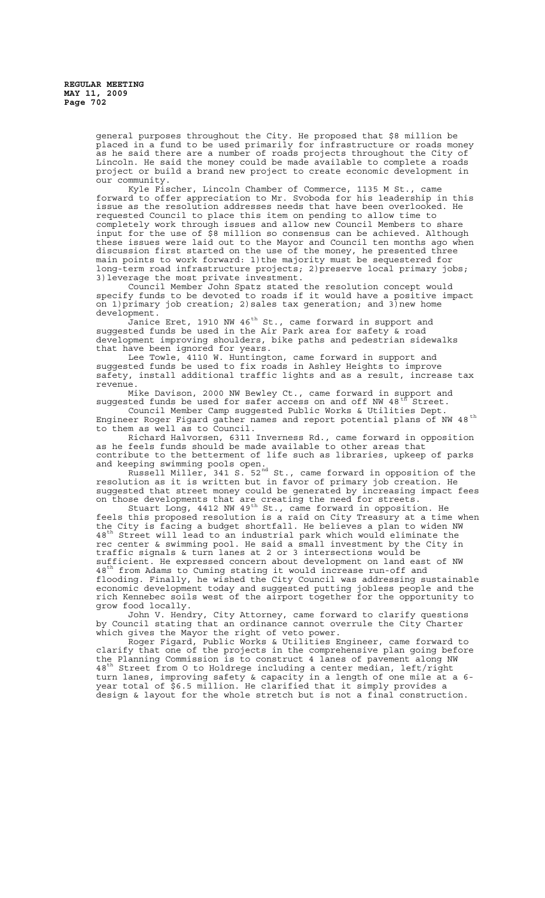general purposes throughout the City. He proposed that $8 million be placed in a fund to be used primarily for infrastructure or roads money as he said there are a number of roads projects throughout the City of Lincoln. He said the money could be made available to complete a roads project or build a brand new project to create economic development in our community.

Kyle Fischer, Lincoln Chamber of Commerce, 1135 M St., came forward to offer appreciation to Mr. Svoboda for his leadership in this issue as the resolution addresses needs that have been overlooked. He requested Council to place this item on pending to allow time to completely work through issues and allow new Council Members to share input for the use of $8 million so consensus can be achieved. Although these issues were laid out to the Mayor and Council ten months ago when discussion first started on the use of the money, he presented three main points to work forward: 1)the majority must be sequestered for long-term road infrastructure projects; 2)preserve local primary jobs; 3)leverage the most private investment.

Council Member John Spatz stated the resolution concept would specify funds to be devoted to roads if it would have a positive impact on 1)primary job creation; 2)sales tax generation; and 3)new home development.

Janice Eret, 1910 NW 46th St., came forward in support and suggested funds be used in the Air Park area for safety & road development improving shoulders, bike paths and pedestrian sidewalks that have been ignored for years.

Lee Towle, 4110 W. Huntington, came forward in support and suggested funds be used to fix roads in Ashley Heights to improve safety, install additional traffic lights and as a result, increase tax revenue.

Mike Davison, 2000 NW Bewley Ct., came forward in support and suggested funds be used for safer access on and off NW 48th Street.

Council Member Camp suggested Public Works & Utilities Dept. Engineer Roger Figard gather names and report potential plans of NW 48th to them as well as to Council.

Richard Halvorsen, 6311 Inverness Rd., came forward in opposition as he feels funds should be made available to other areas that contribute to the betterment of life such as libraries, upkeep of parks and keeping swimming pools open.

Russell Miller, 341 S. 52nd St., came forward in opposition of the resolution as it is written but in favor of primary job creation. He suggested that street money could be generated by increasing impact fees on those developments that are creating the need for streets.

Stuart Long, 4412 NW 49th St., came forward in opposition. He feels this proposed resolution is a raid on City Treasury at a time when the City is facing a budget shortfall. He believes a plan to widen NW 48th Street will lead to an industrial park which would eliminate the rec center & swimming pool. He said a small investment by the City in traffic signals & turn lanes at 2 or 3 intersections would be sufficient. He expressed concern about development on land east of NW 48th from Adams to Cuming stating it would increase run-off and flooding. Finally, he wished the City Council was addressing sustainable economic development today and suggested putting jobless people and the rich Kennebec soils west of the airport together for the opportunity to grow food locally.

John V. Hendry, City Attorney, came forward to clarify questions by Council stating that an ordinance cannot overrule the City Charter which gives the Mayor the right of veto power.

Roger Figard, Public Works & Utilities Engineer, came forward to clarify that one of the projects in the comprehensive plan going before the Planning Commission is to construct 4 lanes of pavement along NW 48th Street from O to Holdrege including a center median, left/right turn lanes, improving safety & capacity in a length of one mile at a 6-year total of $6.5 million. He clarified that it simply provides a design & layout for the whole stretch but is not a final construction.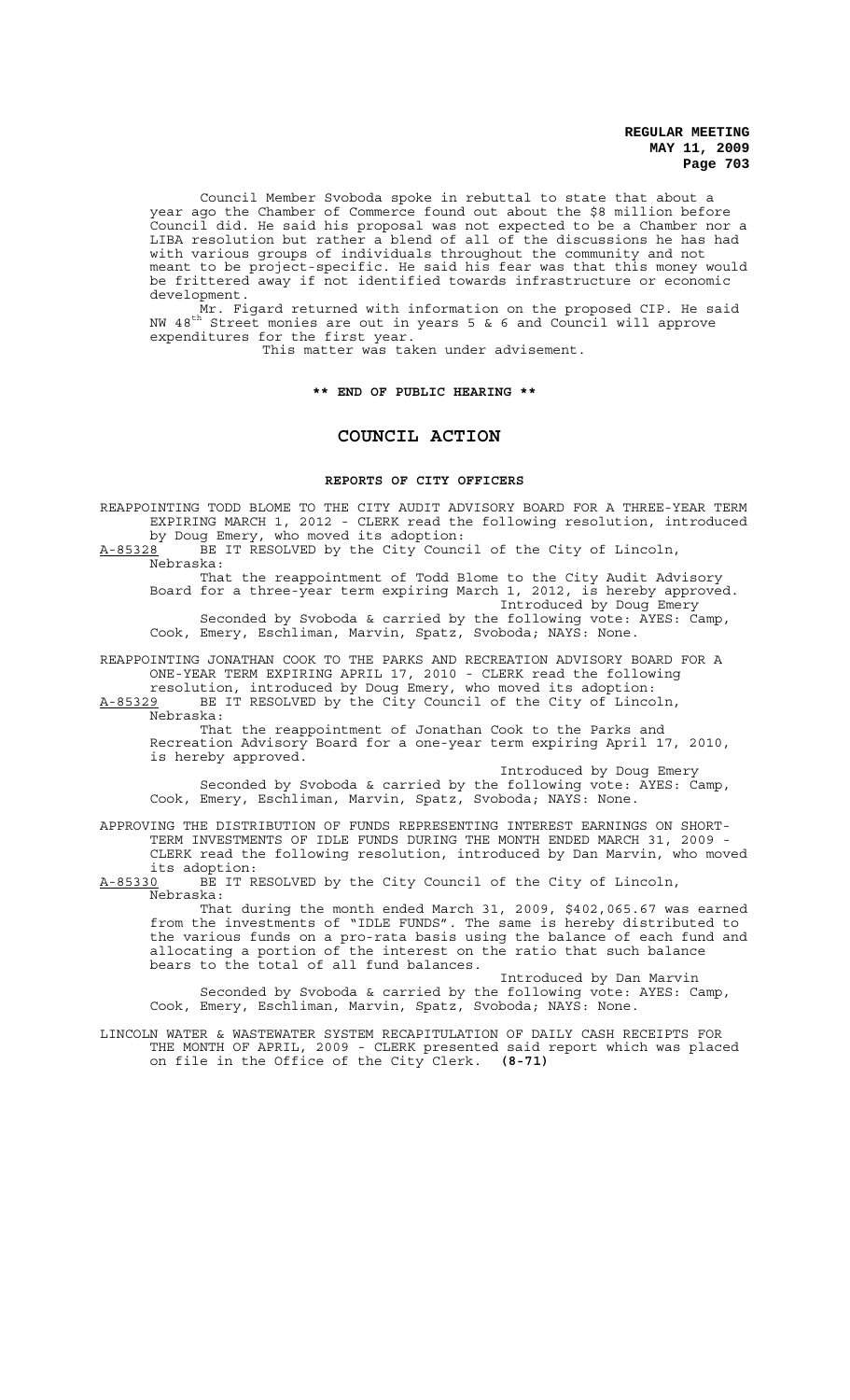Council Member Svoboda spoke in rebuttal to state that about a year ago the Chamber of Commerce found out about the $8 million before Council did. He said his proposal was not expected to be a Chamber nor a LIBA resolution but rather a blend of all of the discussions he has had with various groups of individuals throughout the community and not meant to be project-specific. He said his fear was that this money would be frittered away if not identified towards infrastructure or economic development.

Mr. Figard returned with information on the proposed CIP. He said NW 48th Street monies are out in years 5 & 6 and Council will approve expenditures for the first year.

This matter was taken under advisement.

**\*\* END OF PUBLIC HEARING \*\***

## COUNCIL ACTION

### REPORTS OF CITY OFFICERS

REAPPOINTING TODD BLOME TO THE CITY AUDIT ADVISORY BOARD FOR A THREE-YEAR TERM EXPIRING MARCH 1, 2012 - CLERK read the following resolution, introduced by Doug Emery, who moved its adoption:

A-85328 BE IT RESOLVED by the City Council of the City of Lincoln, Nebraska:

That the reappointment of Todd Blome to the City Audit Advisory Board for a three-year term expiring March 1, 2012, is hereby approved.

Introduced by Doug Emery

Seconded by Svoboda & carried by the following vote: AYES: Camp, Cook, Emery, Eschliman, Marvin, Spatz, Svoboda; NAYS: None.

REAPPOINTING JONATHAN COOK TO THE PARKS AND RECREATION ADVISORY BOARD FOR A ONE-YEAR TERM EXPIRING APRIL 17, 2010 - CLERK read the following resolution, introduced by Doug Emery, who moved its adoption:

A-85329 BE IT RESOLVED by the City Council of the City of Lincoln, Nebraska:

That the reappointment of Jonathan Cook to the Parks and Recreation Advisory Board for a one-year term expiring April 17, 2010, is hereby approved.

Introduced by Doug Emery

Seconded by Svoboda & carried by the following vote: AYES: Camp, Cook, Emery, Eschliman, Marvin, Spatz, Svoboda; NAYS: None.

APPROVING THE DISTRIBUTION OF FUNDS REPRESENTING INTEREST EARNINGS ON SHORT-TERM INVESTMENTS OF IDLE FUNDS DURING THE MONTH ENDED MARCH 31, 2009 - CLERK read the following resolution, introduced by Dan Marvin, who moved its adoption:

A-85330 BE IT RESOLVED by the City Council of the City of Lincoln, Nebraska:

That during the month ended March 31, 2009, $402,065.67 was earned from the investments of "IDLE FUNDS". The same is hereby distributed to the various funds on a pro-rata basis using the balance of each fund and allocating a portion of the interest on the ratio that such balance bears to the total of all fund balances.

Introduced by Dan Marvin

Seconded by Svoboda & carried by the following vote: AYES: Camp, Cook, Emery, Eschliman, Marvin, Spatz, Svoboda; NAYS: None.

LINCOLN WATER & WASTEWATER SYSTEM RECAPITULATION OF DAILY CASH RECEIPTS FOR THE MONTH OF APRIL, 2009 - CLERK presented said report which was placed on file in the Office of the City Clerk. **(8-71)**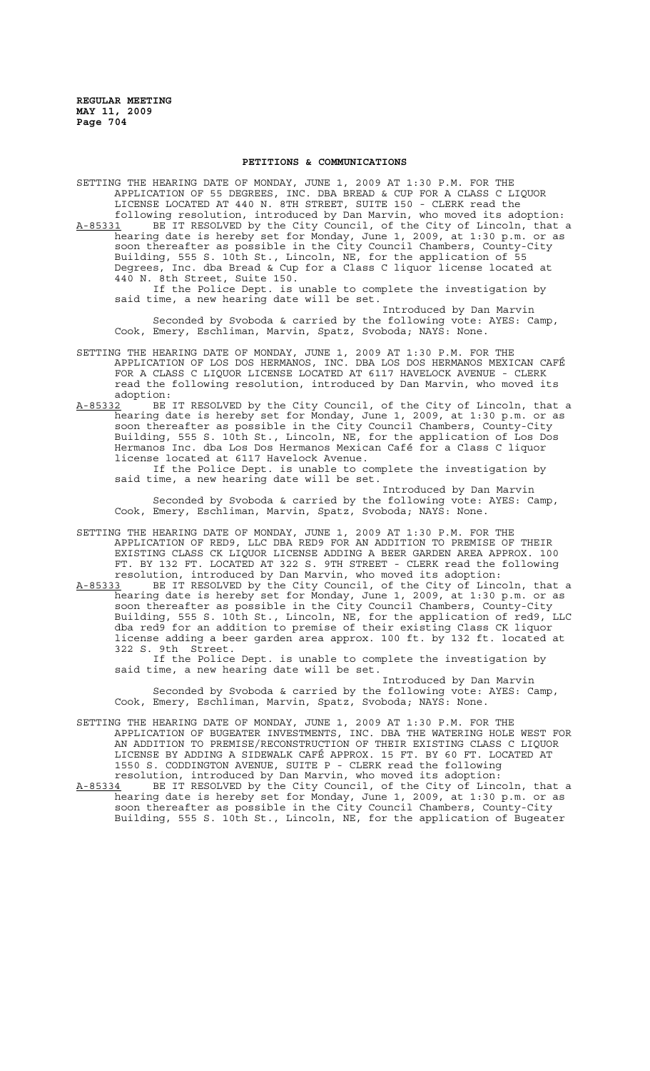## PETITIONS & COMMUNICATIONS

SETTING THE HEARING DATE OF MONDAY, JUNE 1, 2009 AT 1:30 P.M. FOR THE APPLICATION OF 55 DEGREES, INC. DBA BREAD & CUP FOR A CLASS C LIQUOR LICENSE LOCATED AT 440 N. 8TH STREET, SUITE 150 - CLERK read the following resolution, introduced by Dan Marvin, who moved its adoption:

A-85331 BE IT RESOLVED by the City Council, of the City of Lincoln, that a hearing date is hereby set for Monday, June 1, 2009, at 1:30 p.m. or as soon thereafter as possible in the City Council Chambers, County-City Building, 555 S. 10th St., Lincoln, NE, for the application of 55 Degrees, Inc. dba Bread & Cup for a Class C liquor license located at 440 N. 8th Street, Suite 150.

If the Police Dept. is unable to complete the investigation by said time, a new hearing date will be set.

Introduced by Dan Marvin

Seconded by Svoboda & carried by the following vote: AYES: Camp, Cook, Emery, Eschliman, Marvin, Spatz, Svoboda; NAYS: None.

SETTING THE HEARING DATE OF MONDAY, JUNE 1, 2009 AT 1:30 P.M. FOR THE APPLICATION OF LOS DOS HERMANOS, INC. DBA LOS DOS HERMANOS MEXICAN CAFÉ FOR A CLASS C LIQUOR LICENSE LOCATED AT 6117 HAVELOCK AVENUE - CLERK read the following resolution, introduced by Dan Marvin, who moved its adoption:

A-85332 BE IT RESOLVED by the City Council, of the City of Lincoln, that a hearing date is hereby set for Monday, June 1, 2009, at 1:30 p.m. or as soon thereafter as possible in the City Council Chambers, County-City Building, 555 S. 10th St., Lincoln, NE, for the application of Los Dos Hermanos Inc. dba Los Dos Hermanos Mexican Café for a Class C liquor license located at 6117 Havelock Avenue.

If the Police Dept. is unable to complete the investigation by said time, a new hearing date will be set.

Introduced by Dan Marvin

Seconded by Svoboda & carried by the following vote: AYES: Camp, Cook, Emery, Eschliman, Marvin, Spatz, Svoboda; NAYS: None.

SETTING THE HEARING DATE OF MONDAY, JUNE 1, 2009 AT 1:30 P.M. FOR THE APPLICATION OF RED9, LLC DBA RED9 FOR AN ADDITION TO PREMISE OF THEIR EXISTING CLASS CK LIQUOR LICENSE ADDING A BEER GARDEN AREA APPROX. 100 FT. BY 132 FT. LOCATED AT 322 S. 9TH STREET - CLERK read the following resolution, introduced by Dan Marvin, who moved its adoption:

A-85333 BE IT RESOLVED by the City Council, of the City of Lincoln, that a hearing date is hereby set for Monday, June 1, 2009, at 1:30 p.m. or as soon thereafter as possible in the City Council Chambers, County-City Building, 555 S. 10th St., Lincoln, NE, for the application of red9, LLC dba red9 for an addition to premise of their existing Class CK liquor license adding a beer garden area approx. 100 ft. by 132 ft. located at 322 S. 9th Street.

If the Police Dept. is unable to complete the investigation by said time, a new hearing date will be set.

Introduced by Dan Marvin

Seconded by Svoboda & carried by the following vote: AYES: Camp, Cook, Emery, Eschliman, Marvin, Spatz, Svoboda; NAYS: None.

SETTING THE HEARING DATE OF MONDAY, JUNE 1, 2009 AT 1:30 P.M. FOR THE APPLICATION OF BUGEATER INVESTMENTS, INC. DBA THE WATERING HOLE WEST FOR AN ADDITION TO PREMISE/RECONSTRUCTION OF THEIR EXISTING CLASS C LIQUOR LICENSE BY ADDING A SIDEWALK CAFÉ APPROX. 15 FT. BY 60 FT. LOCATED AT 1550 S. CODDINGTON AVENUE, SUITE P - CLERK read the following resolution, introduced by Dan Marvin, who moved its adoption:

A-85334 BE IT RESOLVED by the City Council, of the City of Lincoln, that a hearing date is hereby set for Monday, June 1, 2009, at 1:30 p.m. or as soon thereafter as possible in the City Council Chambers, County-City Building, 555 S. 10th St., Lincoln, NE, for the application of Bugeater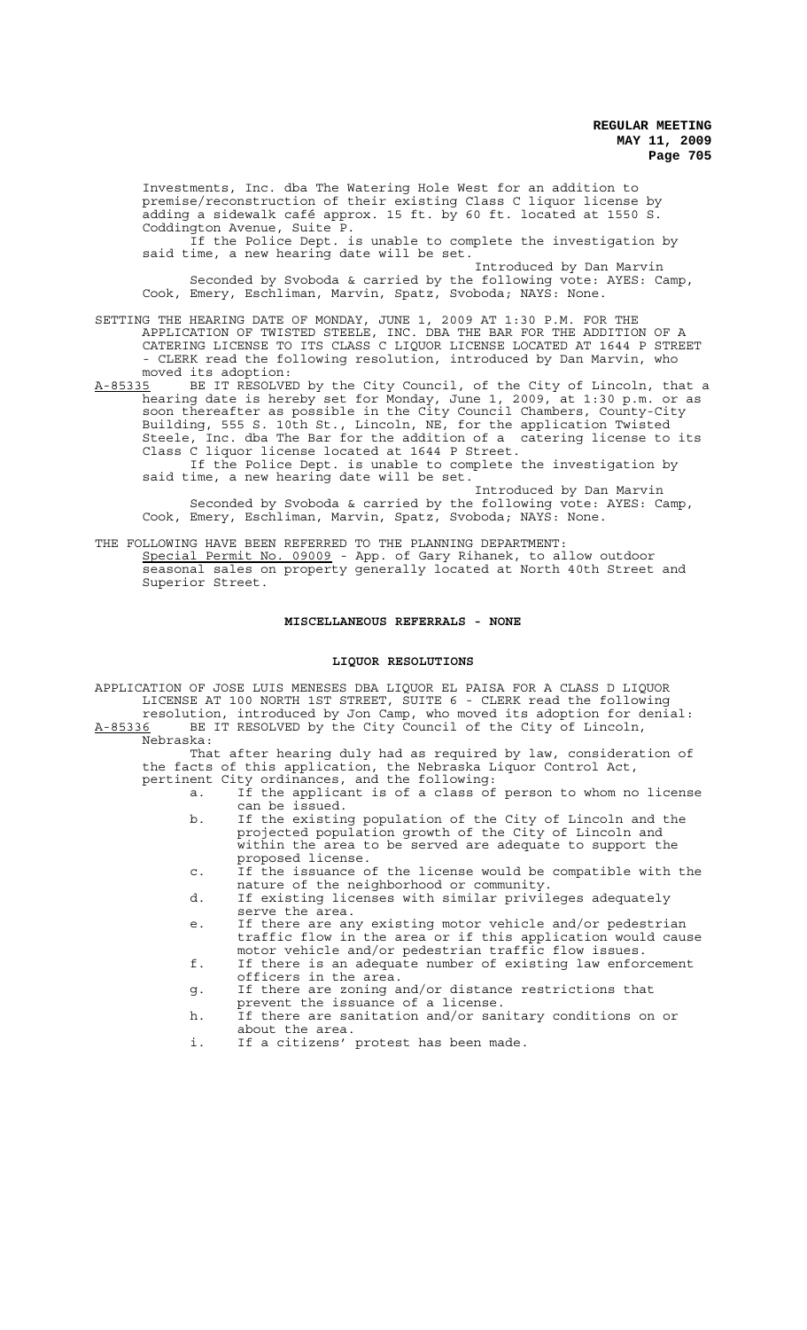Investments, Inc. dba The Watering Hole West for an addition to premise/reconstruction of their existing Class C liquor license by adding a sidewalk café approx. 15 ft. by 60 ft. located at 1550 S. Coddington Avenue, Suite P.

If the Police Dept. is unable to complete the investigation by said time, a new hearing date will be set.

Introduced by Dan Marvin

Seconded by Svoboda & carried by the following vote: AYES: Camp, Cook, Emery, Eschliman, Marvin, Spatz, Svoboda; NAYS: None.

SETTING THE HEARING DATE OF MONDAY, JUNE 1, 2009 AT 1:30 P.M. FOR THE APPLICATION OF TWISTED STEELE, INC. DBA THE BAR FOR THE ADDITION OF A CATERING LICENSE TO ITS CLASS C LIQUOR LICENSE LOCATED AT 1644 P STREET - CLERK read the following resolution, introduced by Dan Marvin, who moved its adoption:

A-85335 BE IT RESOLVED by the City Council, of the City of Lincoln, that a hearing date is hereby set for Monday, June 1, 2009, at 1:30 p.m. or as soon thereafter as possible in the City Council Chambers, County-City Building, 555 S. 10th St., Lincoln, NE, for the application Twisted Steele, Inc. dba The Bar for the addition of a catering license to its Class C liquor license located at 1644 P Street.

If the Police Dept. is unable to complete the investigation by said time, a new hearing date will be set.

Introduced by Dan Marvin

Seconded by Svoboda & carried by the following vote: AYES: Camp, Cook, Emery, Eschliman, Marvin, Spatz, Svoboda; NAYS: None.

THE FOLLOWING HAVE BEEN REFERRED TO THE PLANNING DEPARTMENT:

Special Permit No. 09009 - App. of Gary Rihanek, to allow outdoor seasonal sales on property generally located at North 40th Street and Superior Street.

**MISCELLANEOUS REFERRALS - NONE**

**LIQUOR RESOLUTIONS**

APPLICATION OF JOSE LUIS MENESES DBA LIQUOR EL PAISA FOR A CLASS D LIQUOR LICENSE AT 100 NORTH 1ST STREET, SUITE 6 - CLERK read the following resolution, introduced by Jon Camp, who moved its adoption for denial:

A-85336 BE IT RESOLVED by the City Council of the City of Lincoln, Nebraska:

That after hearing duly had as required by law, consideration of the facts of this application, the Nebraska Liquor Control Act, pertinent City ordinances, and the following:

a. If the applicant is of a class of person to whom no license can be issued.
b. If the existing population of the City of Lincoln and the projected population growth of the City of Lincoln and within the area to be served are adequate to support the proposed license.
c. If the issuance of the license would be compatible with the nature of the neighborhood or community.
d. If existing licenses with similar privileges adequately serve the area.
e. If there are any existing motor vehicle and/or pedestrian traffic flow in the area or if this application would cause motor vehicle and/or pedestrian traffic flow issues.
f. If there is an adequate number of existing law enforcement officers in the area.
g. If there are zoning and/or distance restrictions that prevent the issuance of a license.
h. If there are sanitation and/or sanitary conditions on or about the area.
i. If a citizens' protest has been made.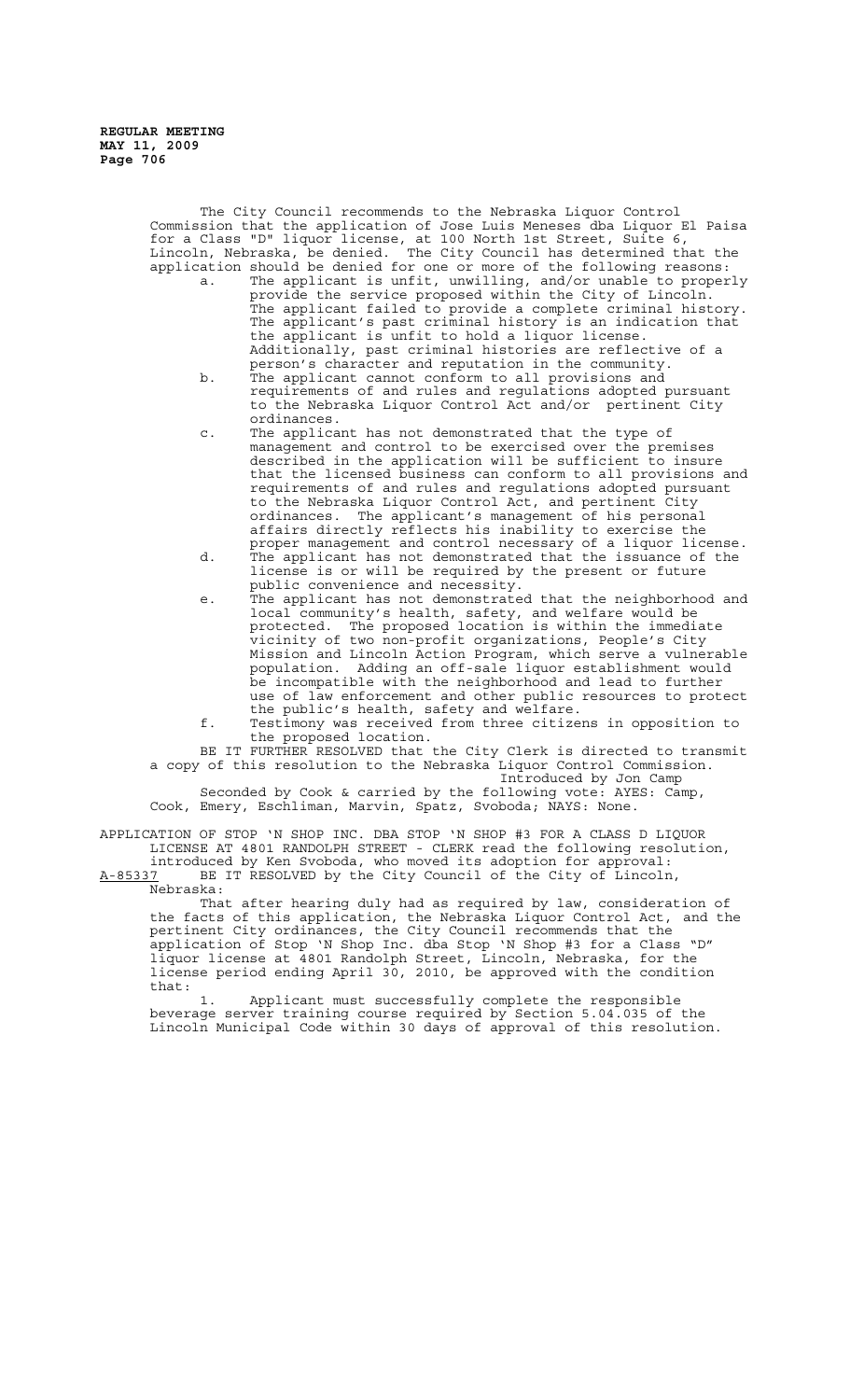The City Council recommends to the Nebraska Liquor Control Commission that the application of Jose Luis Meneses dba Liquor El Paisa for a Class "D" liquor license, at 100 North 1st Street, Suite 6, Lincoln, Nebraska, be denied. The City Council has determined that the application should be denied for one or more of the following reasons:

a. The applicant is unfit, unwilling, and/or unable to properly provide the service proposed within the City of Lincoln. The applicant failed to provide a complete criminal history. The applicant's past criminal history is an indication that the applicant is unfit to hold a liquor license. Additionally, past criminal histories are reflective of a person's character and reputation in the community.

b. The applicant cannot conform to all provisions and requirements of and rules and regulations adopted pursuant to the Nebraska Liquor Control Act and/or pertinent City ordinances.

c. The applicant has not demonstrated that the type of management and control to be exercised over the premises described in the application will be sufficient to insure that the licensed business can conform to all provisions and requirements of and rules and regulations adopted pursuant to the Nebraska Liquor Control Act, and pertinent City ordinances. The applicant's management of his personal affairs directly reflects his inability to exercise the proper management and control necessary of a liquor license.

d. The applicant has not demonstrated that the issuance of the license is or will be required by the present or future public convenience and necessity.

e. The applicant has not demonstrated that the neighborhood and local community's health, safety, and welfare would be protected. The proposed location is within the immediate vicinity of two non-profit organizations, People's City Mission and Lincoln Action Program, which serve a vulnerable population. Adding an off-sale liquor establishment would be incompatible with the neighborhood and lead to further use of law enforcement and other public resources to protect the public's health, safety and welfare.

f. Testimony was received from three citizens in opposition to the proposed location.

BE IT FURTHER RESOLVED that the City Clerk is directed to transmit a copy of this resolution to the Nebraska Liquor Control Commission.

Introduced by Jon Camp

Seconded by Cook & carried by the following vote: AYES: Camp, Cook, Emery, Eschliman, Marvin, Spatz, Svoboda; NAYS: None.

APPLICATION OF STOP 'N SHOP INC. DBA STOP 'N SHOP #3 FOR A CLASS D LIQUOR LICENSE AT 4801 RANDOLPH STREET - CLERK read the following resolution, introduced by Ken Svoboda, who moved its adoption for approval:

A-85337 BE IT RESOLVED by the City Council of the City of Lincoln, Nebraska:

That after hearing duly had as required by law, consideration of the facts of this application, the Nebraska Liquor Control Act, and the pertinent City ordinances, the City Council recommends that the application of Stop 'N Shop Inc. dba Stop 'N Shop #3 for a Class "D" liquor license at 4801 Randolph Street, Lincoln, Nebraska, for the license period ending April 30, 2010, be approved with the condition that:

1. Applicant must successfully complete the responsible beverage server training course required by Section 5.04.035 of the Lincoln Municipal Code within 30 days of approval of this resolution.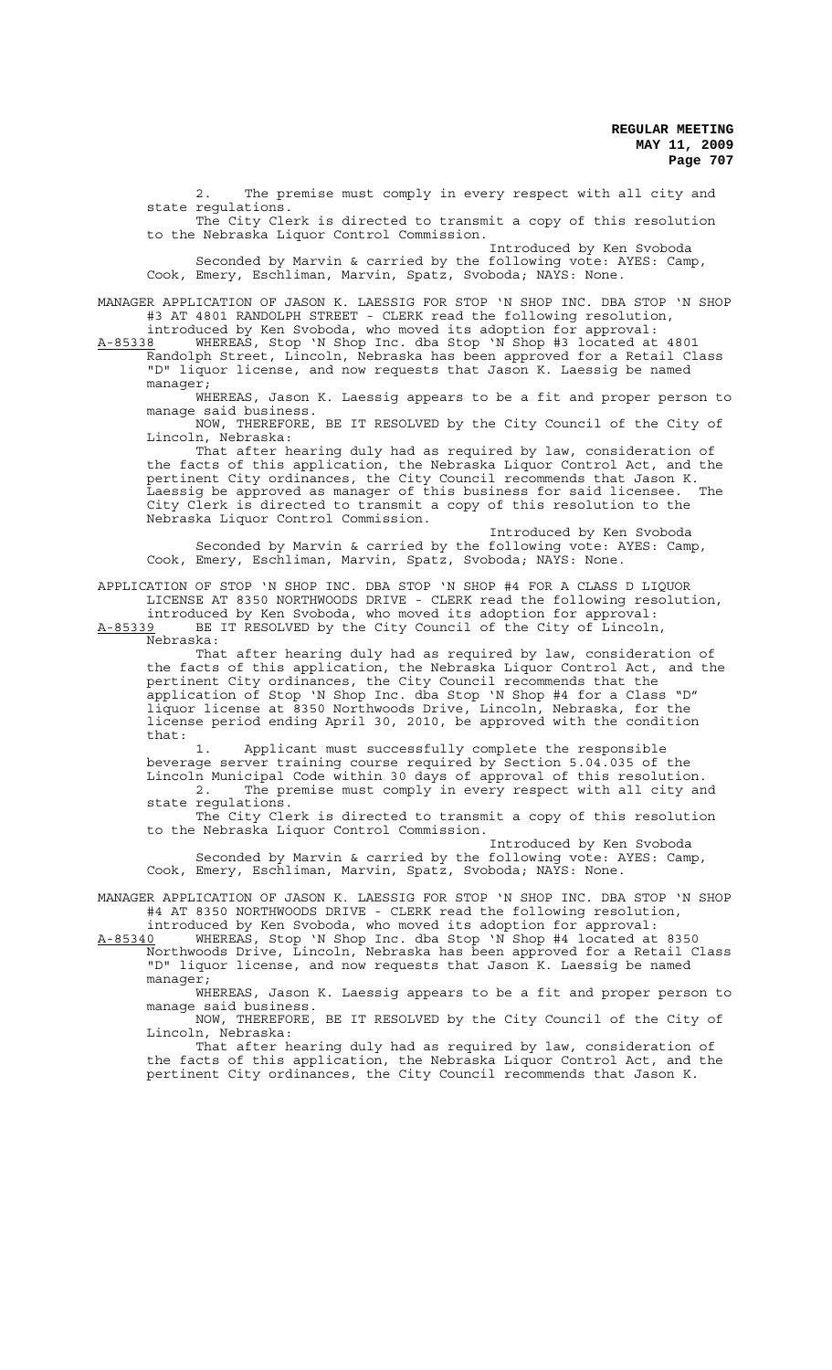2. The premise must comply in every respect with all city and state regulations.

The City Clerk is directed to transmit a copy of this resolution to the Nebraska Liquor Control Commission.

Introduced by Ken Svoboda

Seconded by Marvin & carried by the following vote: AYES: Camp, Cook, Emery, Eschliman, Marvin, Spatz, Svoboda; NAYS: None.

MANAGER APPLICATION OF JASON K. LAESSIG FOR STOP 'N SHOP INC. DBA STOP 'N SHOP #3 AT 4801 RANDOLPH STREET - CLERK read the following resolution, introduced by Ken Svoboda, who moved its adoption for approval:

A-85338 WHEREAS, Stop 'N Shop Inc. dba Stop 'N Shop #3 located at 4801 Randolph Street, Lincoln, Nebraska has been approved for a Retail Class "D" liquor license, and now requests that Jason K. Laessig be named manager;

WHEREAS, Jason K. Laessig appears to be a fit and proper person to manage said business.

NOW, THEREFORE, BE IT RESOLVED by the City Council of the City of Lincoln, Nebraska:

That after hearing duly had as required by law, consideration of the facts of this application, the Nebraska Liquor Control Act, and the pertinent City ordinances, the City Council recommends that Jason K. Laessig be approved as manager of this business for said licensee. The City Clerk is directed to transmit a copy of this resolution to the Nebraska Liquor Control Commission.

Introduced by Ken Svoboda

Seconded by Marvin & carried by the following vote: AYES: Camp, Cook, Emery, Eschliman, Marvin, Spatz, Svoboda; NAYS: None.

APPLICATION OF STOP 'N SHOP INC. DBA STOP 'N SHOP #4 FOR A CLASS D LIQUOR LICENSE AT 8350 NORTHWOODS DRIVE - CLERK read the following resolution, introduced by Ken Svoboda, who moved its adoption for approval:

A-85339 BE IT RESOLVED by the City Council of the City of Lincoln, Nebraska:

That after hearing duly had as required by law, consideration of the facts of this application, the Nebraska Liquor Control Act, and the pertinent City ordinances, the City Council recommends that the application of Stop 'N Shop Inc. dba Stop 'N Shop #4 for a Class "D" liquor license at 8350 Northwoods Drive, Lincoln, Nebraska, for the license period ending April 30, 2010, be approved with the condition that:

1. Applicant must successfully complete the responsible beverage server training course required by Section 5.04.035 of the Lincoln Municipal Code within 30 days of approval of this resolution.
2. The premise must comply in every respect with all city and state regulations.

The City Clerk is directed to transmit a copy of this resolution to the Nebraska Liquor Control Commission.

Introduced by Ken Svoboda

Seconded by Marvin & carried by the following vote: AYES: Camp, Cook, Emery, Eschliman, Marvin, Spatz, Svoboda; NAYS: None.

MANAGER APPLICATION OF JASON K. LAESSIG FOR STOP 'N SHOP INC. DBA STOP 'N SHOP #4 AT 8350 NORTHWOODS DRIVE - CLERK read the following resolution, introduced by Ken Svoboda, who moved its adoption for approval:

A-85340 WHEREAS, Stop 'N Shop Inc. dba Stop 'N Shop #4 located at 8350 Northwoods Drive, Lincoln, Nebraska has been approved for a Retail Class "D" liquor license, and now requests that Jason K. Laessig be named manager;

WHEREAS, Jason K. Laessig appears to be a fit and proper person to manage said business.

NOW, THEREFORE, BE IT RESOLVED by the City Council of the City of Lincoln, Nebraska:

That after hearing duly had as required by law, consideration of the facts of this application, the Nebraska Liquor Control Act, and the pertinent City ordinances, the City Council recommends that Jason K.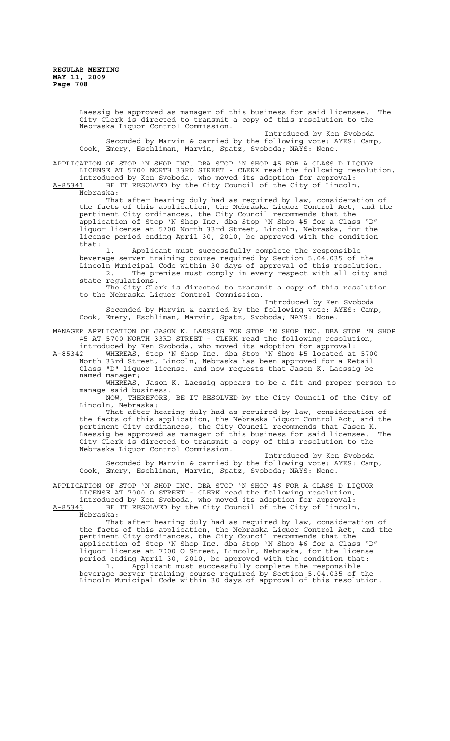Laessig be approved as manager of this business for said licensee. The City Clerk is directed to transmit a copy of this resolution to the Nebraska Liquor Control Commission.

Introduced by Ken Svoboda

Seconded by Marvin & carried by the following vote: AYES: Camp, Cook, Emery, Eschliman, Marvin, Spatz, Svoboda; NAYS: None.

APPLICATION OF STOP 'N SHOP INC. DBA STOP 'N SHOP #5 FOR A CLASS D LIQUOR LICENSE AT 5700 NORTH 33RD STREET - CLERK read the following resolution, introduced by Ken Svoboda, who moved its adoption for approval:

A-85341 BE IT RESOLVED by the City Council of the City of Lincoln, Nebraska:

That after hearing duly had as required by law, consideration of the facts of this application, the Nebraska Liquor Control Act, and the pertinent City ordinances, the City Council recommends that the application of Stop 'N Shop Inc. dba Stop 'N Shop #5 for a Class "D" liquor license at 5700 North 33rd Street, Lincoln, Nebraska, for the license period ending April 30, 2010, be approved with the condition that:

1. Applicant must successfully complete the responsible beverage server training course required by Section 5.04.035 of the Lincoln Municipal Code within 30 days of approval of this resolution.
2. The premise must comply in every respect with all city and state regulations.

The City Clerk is directed to transmit a copy of this resolution to the Nebraska Liquor Control Commission.

Introduced by Ken Svoboda

Seconded by Marvin & carried by the following vote: AYES: Camp, Cook, Emery, Eschliman, Marvin, Spatz, Svoboda; NAYS: None.

MANAGER APPLICATION OF JASON K. LAESSIG FOR STOP 'N SHOP INC. DBA STOP 'N SHOP #5 AT 5700 NORTH 33RD STREET - CLERK read the following resolution, introduced by Ken Svoboda, who moved its adoption for approval:

A-85342 WHEREAS, Stop 'N Shop Inc. dba Stop 'N Shop #5 located at 5700 North 33rd Street, Lincoln, Nebraska has been approved for a Retail Class "D" liquor license, and now requests that Jason K. Laessig be named manager;

WHEREAS, Jason K. Laessig appears to be a fit and proper person to manage said business.

NOW, THEREFORE, BE IT RESOLVED by the City Council of the City of Lincoln, Nebraska:

That after hearing duly had as required by law, consideration of the facts of this application, the Nebraska Liquor Control Act, and the pertinent City ordinances, the City Council recommends that Jason K. Laessig be approved as manager of this business for said licensee. The City Clerk is directed to transmit a copy of this resolution to the Nebraska Liquor Control Commission.

Introduced by Ken Svoboda

Seconded by Marvin & carried by the following vote: AYES: Camp, Cook, Emery, Eschliman, Marvin, Spatz, Svoboda; NAYS: None.

APPLICATION OF STOP 'N SHOP INC. DBA STOP 'N SHOP #6 FOR A CLASS D LIQUOR LICENSE AT 7000 O STREET - CLERK read the following resolution, introduced by Ken Svoboda, who moved its adoption for approval:

A-85343 BE IT RESOLVED by the City Council of the City of Lincoln, Nebraska:

That after hearing duly had as required by law, consideration of the facts of this application, the Nebraska Liquor Control Act, and the pertinent City ordinances, the City Council recommends that the application of Stop 'N Shop Inc. dba Stop 'N Shop #6 for a Class "D" liquor license at 7000 O Street, Lincoln, Nebraska, for the license period ending April 30, 2010, be approved with the condition that:

1. Applicant must successfully complete the responsible beverage server training course required by Section 5.04.035 of the Lincoln Municipal Code within 30 days of approval of this resolution.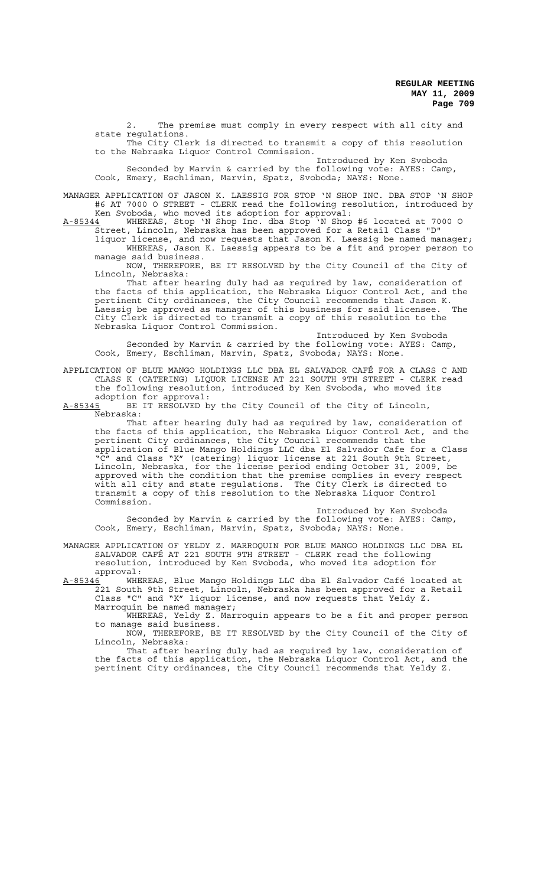2. The premise must comply in every respect with all city and state regulations.

The City Clerk is directed to transmit a copy of this resolution to the Nebraska Liquor Control Commission.

Introduced by Ken Svoboda

Seconded by Marvin & carried by the following vote: AYES: Camp, Cook, Emery, Eschliman, Marvin, Spatz, Svoboda; NAYS: None.

MANAGER APPLICATION OF JASON K. LAESSIG FOR STOP 'N SHOP INC. DBA STOP 'N SHOP #6 AT 7000 O STREET - CLERK read the following resolution, introduced by Ken Svoboda, who moved its adoption for approval:

A-85344 WHEREAS, Stop 'N Shop Inc. dba Stop 'N Shop #6 located at 7000 O Street, Lincoln, Nebraska has been approved for a Retail Class "D" liquor license, and now requests that Jason K. Laessig be named manager;

WHEREAS, Jason K. Laessig appears to be a fit and proper person to manage said business.

NOW, THEREFORE, BE IT RESOLVED by the City Council of the City of Lincoln, Nebraska:

That after hearing duly had as required by law, consideration of the facts of this application, the Nebraska Liquor Control Act, and the pertinent City ordinances, the City Council recommends that Jason K. Laessig be approved as manager of this business for said licensee. The City Clerk is directed to transmit a copy of this resolution to the Nebraska Liquor Control Commission.

Introduced by Ken Svoboda

Seconded by Marvin & carried by the following vote: AYES: Camp, Cook, Emery, Eschliman, Marvin, Spatz, Svoboda; NAYS: None.

APPLICATION OF BLUE MANGO HOLDINGS LLC DBA EL SALVADOR CAFÉ FOR A CLASS C AND CLASS K (CATERING) LIQUOR LICENSE AT 221 SOUTH 9TH STREET - CLERK read the following resolution, introduced by Ken Svoboda, who moved its adoption for approval:

A-85345 BE IT RESOLVED by the City Council of the City of Lincoln, Nebraska:

That after hearing duly had as required by law, consideration of the facts of this application, the Nebraska Liquor Control Act, and the pertinent City ordinances, the City Council recommends that the application of Blue Mango Holdings LLC dba El Salvador Cafe for a Class "C" and Class "K" (catering) liquor license at 221 South 9th Street, Lincoln, Nebraska, for the license period ending October 31, 2009, be approved with the condition that the premise complies in every respect with all city and state regulations. The City Clerk is directed to transmit a copy of this resolution to the Nebraska Liquor Control Commission.

Introduced by Ken Svoboda

Seconded by Marvin & carried by the following vote: AYES: Camp, Cook, Emery, Eschliman, Marvin, Spatz, Svoboda; NAYS: None.

MANAGER APPLICATION OF YELDY Z. MARROQUIN FOR BLUE MANGO HOLDINGS LLC DBA EL SALVADOR CAFÉ AT 221 SOUTH 9TH STREET - CLERK read the following resolution, introduced by Ken Svoboda, who moved its adoption for approval:

A-85346 WHEREAS, Blue Mango Holdings LLC dba El Salvador Café located at 221 South 9th Street, Lincoln, Nebraska has been approved for a Retail Class "C" and "K" liquor license, and now requests that Yeldy Z. Marroquin be named manager;

WHEREAS, Yeldy Z. Marroquin appears to be a fit and proper person to manage said business.

NOW, THEREFORE, BE IT RESOLVED by the City Council of the City of Lincoln, Nebraska:

That after hearing duly had as required by law, consideration of the facts of this application, the Nebraska Liquor Control Act, and the pertinent City ordinances, the City Council recommends that Yeldy Z.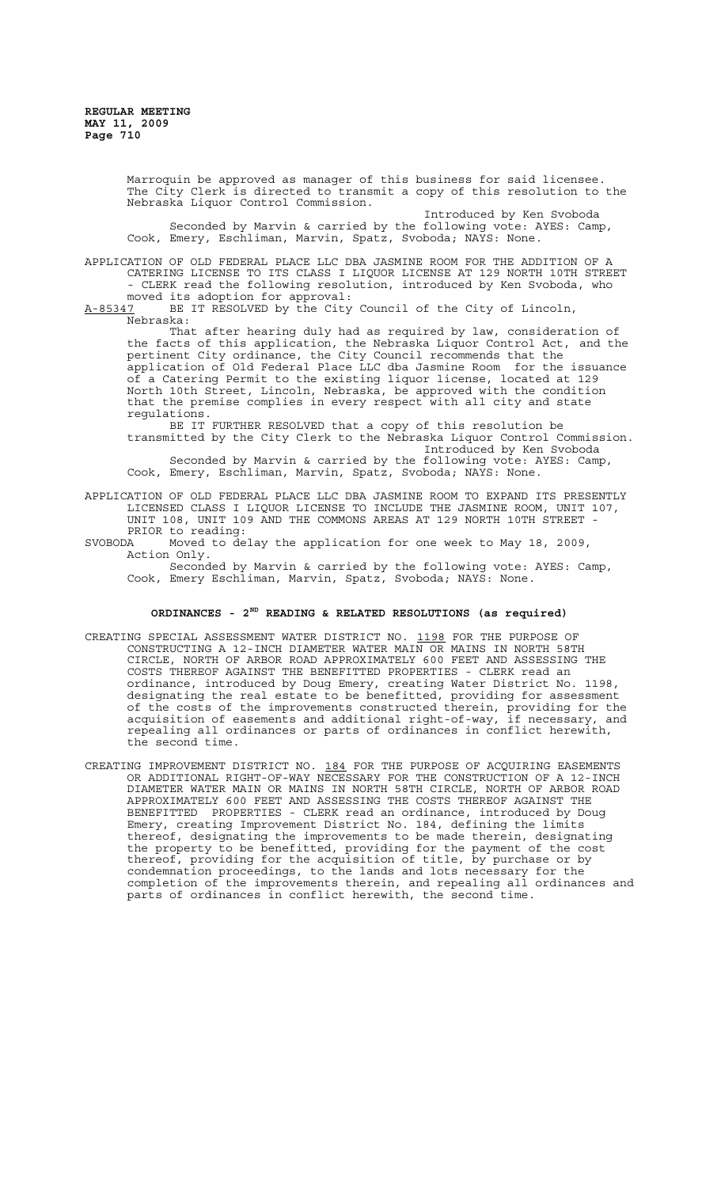Marroquin be approved as manager of this business for said licensee. The City Clerk is directed to transmit a copy of this resolution to the Nebraska Liquor Control Commission.

Introduced by Ken Svoboda

Seconded by Marvin & carried by the following vote: AYES: Camp, Cook, Emery, Eschliman, Marvin, Spatz, Svoboda; NAYS: None.

APPLICATION OF OLD FEDERAL PLACE LLC DBA JASMINE ROOM FOR THE ADDITION OF A CATERING LICENSE TO ITS CLASS I LIQUOR LICENSE AT 129 NORTH 10TH STREET - CLERK read the following resolution, introduced by Ken Svoboda, who moved its adoption for approval:

A-85347 BE IT RESOLVED by the City Council of the City of Lincoln, Nebraska:

That after hearing duly had as required by law, consideration of the facts of this application, the Nebraska Liquor Control Act, and the pertinent City ordinance, the City Council recommends that the application of Old Federal Place LLC dba Jasmine Room for the issuance of a Catering Permit to the existing liquor license, located at 129 North 10th Street, Lincoln, Nebraska, be approved with the condition that the premise complies in every respect with all city and state regulations.

BE IT FURTHER RESOLVED that a copy of this resolution be transmitted by the City Clerk to the Nebraska Liquor Control Commission.

Introduced by Ken Svoboda

Seconded by Marvin & carried by the following vote: AYES: Camp, Cook, Emery, Eschliman, Marvin, Spatz, Svoboda; NAYS: None.

APPLICATION OF OLD FEDERAL PLACE LLC DBA JASMINE ROOM TO EXPAND ITS PRESENTLY LICENSED CLASS I LIQUOR LICENSE TO INCLUDE THE JASMINE ROOM, UNIT 107, UNIT 108, UNIT 109 AND THE COMMONS AREAS AT 129 NORTH 10TH STREET - PRIOR to reading:

SVOBODA Moved to delay the application for one week to May 18, 2009, Action Only.

Seconded by Marvin & carried by the following vote: AYES: Camp, Cook, Emery Eschliman, Marvin, Spatz, Svoboda; NAYS: None.

## ORDINANCES - 2ND READING & RELATED RESOLUTIONS (as required)

CREATING SPECIAL ASSESSMENT WATER DISTRICT NO. 1198 FOR THE PURPOSE OF CONSTRUCTING A 12-INCH DIAMETER WATER MAIN OR MAINS IN NORTH 58TH CIRCLE, NORTH OF ARBOR ROAD APPROXIMATELY 600 FEET AND ASSESSING THE COSTS THEREOF AGAINST THE BENEFITTED PROPERTIES - CLERK read an ordinance, introduced by Doug Emery, creating Water District No. 1198, designating the real estate to be benefitted, providing for assessment of the costs of the improvements constructed therein, providing for the acquisition of easements and additional right-of-way, if necessary, and repealing all ordinances or parts of ordinances in conflict herewith, the second time.

CREATING IMPROVEMENT DISTRICT NO. 184 FOR THE PURPOSE OF ACQUIRING EASEMENTS OR ADDITIONAL RIGHT-OF-WAY NECESSARY FOR THE CONSTRUCTION OF A 12-INCH DIAMETER WATER MAIN OR MAINS IN NORTH 58TH CIRCLE, NORTH OF ARBOR ROAD APPROXIMATELY 600 FEET AND ASSESSING THE COSTS THEREOF AGAINST THE BENEFITTED PROPERTIES - CLERK read an ordinance, introduced by Doug Emery, creating Improvement District No. 184, defining the limits thereof, designating the improvements to be made therein, designating the property to be benefitted, providing for the payment of the cost thereof, providing for the acquisition of title, by purchase or by condemnation proceedings, to the lands and lots necessary for the completion of the improvements therein, and repealing all ordinances and parts of ordinances in conflict herewith, the second time.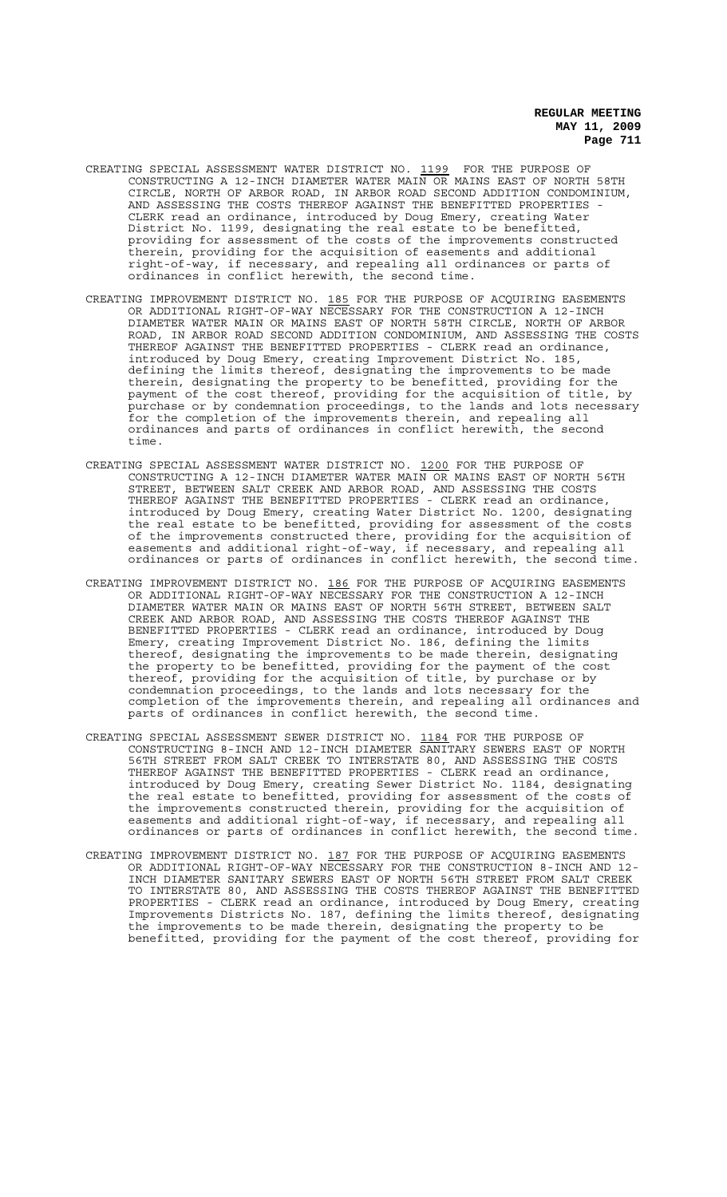CREATING SPECIAL ASSESSMENT WATER DISTRICT NO. 1199 FOR THE PURPOSE OF CONSTRUCTING A 12-INCH DIAMETER WATER MAIN OR MAINS EAST OF NORTH 58TH CIRCLE, NORTH OF ARBOR ROAD, IN ARBOR ROAD SECOND ADDITION CONDOMINIUM, AND ASSESSING THE COSTS THEREOF AGAINST THE BENEFITTED PROPERTIES - CLERK read an ordinance, introduced by Doug Emery, creating Water District No. 1199, designating the real estate to be benefitted, providing for assessment of the costs of the improvements constructed therein, providing for the acquisition of easements and additional right-of-way, if necessary, and repealing all ordinances or parts of ordinances in conflict herewith, the second time.

CREATING IMPROVEMENT DISTRICT NO. 185 FOR THE PURPOSE OF ACQUIRING EASEMENTS OR ADDITIONAL RIGHT-OF-WAY NECESSARY FOR THE CONSTRUCTION A 12-INCH DIAMETER WATER MAIN OR MAINS EAST OF NORTH 58TH CIRCLE, NORTH OF ARBOR ROAD, IN ARBOR ROAD SECOND ADDITION CONDOMINIUM, AND ASSESSING THE COSTS THEREOF AGAINST THE BENEFITTED PROPERTIES - CLERK read an ordinance, introduced by Doug Emery, creating Improvement District No. 185, defining the limits thereof, designating the improvements to be made therein, designating the property to be benefitted, providing for the payment of the cost thereof, providing for the acquisition of title, by purchase or by condemnation proceedings, to the lands and lots necessary for the completion of the improvements therein, and repealing all ordinances and parts of ordinances in conflict herewith, the second time.

CREATING SPECIAL ASSESSMENT WATER DISTRICT NO. 1200 FOR THE PURPOSE OF CONSTRUCTING A 12-INCH DIAMETER WATER MAIN OR MAINS EAST OF NORTH 56TH STREET, BETWEEN SALT CREEK AND ARBOR ROAD, AND ASSESSING THE COSTS THEREOF AGAINST THE BENEFITTED PROPERTIES - CLERK read an ordinance, introduced by Doug Emery, creating Water District No. 1200, designating the real estate to be benefitted, providing for assessment of the costs of the improvements constructed there, providing for the acquisition of easements and additional right-of-way, if necessary, and repealing all ordinances or parts of ordinances in conflict herewith, the second time.

CREATING IMPROVEMENT DISTRICT NO. 186 FOR THE PURPOSE OF ACQUIRING EASEMENTS OR ADDITIONAL RIGHT-OF-WAY NECESSARY FOR THE CONSTRUCTION A 12-INCH DIAMETER WATER MAIN OR MAINS EAST OF NORTH 56TH STREET, BETWEEN SALT CREEK AND ARBOR ROAD, AND ASSESSING THE COSTS THEREOF AGAINST THE BENEFITTED PROPERTIES - CLERK read an ordinance, introduced by Doug Emery, creating Improvement District No. 186, defining the limits thereof, designating the improvements to be made therein, designating the property to be benefitted, providing for the payment of the cost thereof, providing for the acquisition of title, by purchase or by condemnation proceedings, to the lands and lots necessary for the completion of the improvements therein, and repealing all ordinances and parts of ordinances in conflict herewith, the second time.

CREATING SPECIAL ASSESSMENT SEWER DISTRICT NO. 1184 FOR THE PURPOSE OF CONSTRUCTING 8-INCH AND 12-INCH DIAMETER SANITARY SEWERS EAST OF NORTH 56TH STREET FROM SALT CREEK TO INTERSTATE 80, AND ASSESSING THE COSTS THEREOF AGAINST THE BENEFITTED PROPERTIES - CLERK read an ordinance, introduced by Doug Emery, creating Sewer District No. 1184, designating the real estate to benefitted, providing for assessment of the costs of the improvements constructed therein, providing for the acquisition of easements and additional right-of-way, if necessary, and repealing all ordinances or parts of ordinances in conflict herewith, the second time.

CREATING IMPROVEMENT DISTRICT NO. 187 FOR THE PURPOSE OF ACQUIRING EASEMENTS OR ADDITIONAL RIGHT-OF-WAY NECESSARY FOR THE CONSTRUCTION 8-INCH AND 12-INCH DIAMETER SANITARY SEWERS EAST OF NORTH 56TH STREET FROM SALT CREEK TO INTERSTATE 80, AND ASSESSING THE COSTS THEREOF AGAINST THE BENEFITTED PROPERTIES - CLERK read an ordinance, introduced by Doug Emery, creating Improvements Districts No. 187, defining the limits thereof, designating the improvements to be made therein, designating the property to be benefitted, providing for the payment of the cost thereof, providing for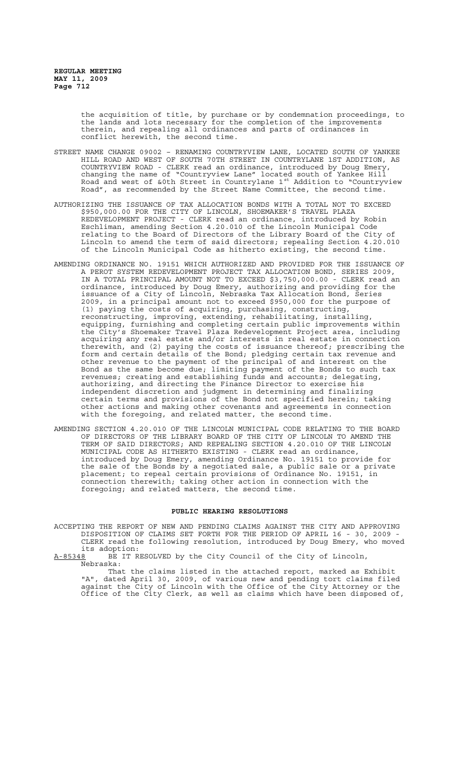the acquisition of title, by purchase or by condemnation proceedings, to the lands and lots necessary for the completion of the improvements therein, and repealing all ordinances and parts of ordinances in conflict herewith, the second time.

STREET NAME CHANGE 09002 – RENAMING COUNTRYVIEW LANE, LOCATED SOUTH OF YANKEE HILL ROAD AND WEST OF SOUTH 70TH STREET IN COUNTRYLANE 1ST ADDITION, AS COUNTRYVIEW ROAD - CLERK read an ordinance, introduced by Doug Emery, changing the name of "Countryview Lane" located south of Yankee Hill Road and west of &0th Street in Countrylane 1st Addition to "Countryview Road", as recommended by the Street Name Committee, the second time.

AUTHORIZING THE ISSUANCE OF TAX ALLOCATION BONDS WITH A TOTAL NOT TO EXCEED $950,000.00 FOR THE CITY OF LINCOLN, SHOEMAKER'S TRAVEL PLAZA REDEVELOPMENT PROJECT - CLERK read an ordinance, introduced by Robin Eschliman, amending Section 4.20.010 of the Lincoln Municipal Code relating to the Board of Directors of the Library Board of the City of Lincoln to amend the term of said directors; repealing Section 4.20.010 of the Lincoln Municipal Code as hitherto existing, the second time.

AMENDING ORDINANCE NO. 19151 WHICH AUTHORIZED AND PROVIDED FOR THE ISSUANCE OF A PEROT SYSTEM REDEVELOPMENT PROJECT TAX ALLOCATION BOND, SERIES 2009, IN A TOTAL PRINCIPAL AMOUNT NOT TO EXCEED $3,750,000.00 - CLERK read an ordinance, introduced by Doug Emery, authorizing and providing for the issuance of a City of Lincoln, Nebraska Tax Allocation Bond, Series 2009, in a principal amount not to exceed $950,000 for the purpose of (1) paying the costs of acquiring, purchasing, constructing, reconstructing, improving, extending, rehabilitating, installing, equipping, furnishing and completing certain public improvements within the City's Shoemaker Travel Plaza Redevelopment Project area, including acquiring any real estate and/or interests in real estate in connection therewith, and (2) paying the costs of issuance thereof; prescribing the form and certain details of the Bond; pledging certain tax revenue and other revenue to the payment of the principal of and interest on the Bond as the same become due; limiting payment of the Bonds to such tax revenues; creating and establishing funds and accounts; delegating, authorizing, and directing the Finance Director to exercise his independent discretion and judgment in determining and finalizing certain terms and provisions of the Bond not specified herein; taking other actions and making other covenants and agreements in connection with the foregoing, and related matter, the second time.

AMENDING SECTION 4.20.010 OF THE LINCOLN MUNICIPAL CODE RELATING TO THE BOARD OF DIRECTORS OF THE LIBRARY BOARD OF THE CITY OF LINCOLN TO AMEND THE TERM OF SAID DIRECTORS; AND REPEALING SECTION 4.20.010 OF THE LINCOLN MUNICIPAL CODE AS HITHERTO EXISTING - CLERK read an ordinance, introduced by Doug Emery, amending Ordinance No. 19151 to provide for the sale of the Bonds by a negotiated sale, a public sale or a private placement; to repeal certain provisions of Ordinance No. 19151, in connection therewith; taking other action in connection with the foregoing; and related matters, the second time.

## PUBLIC HEARING RESOLUTIONS

ACCEPTING THE REPORT OF NEW AND PENDING CLAIMS AGAINST THE CITY AND APPROVING DISPOSITION OF CLAIMS SET FORTH FOR THE PERIOD OF APRIL 16 - 30, 2009 - CLERK read the following resolution, introduced by Doug Emery, who moved its adoption:

A-85348 BE IT RESOLVED by the City Council of the City of Lincoln, Nebraska:

That the claims listed in the attached report, marked as Exhibit "A", dated April 30, 2009, of various new and pending tort claims filed against the City of Lincoln with the Office of the City Attorney or the Office of the City Clerk, as well as claims which have been disposed of,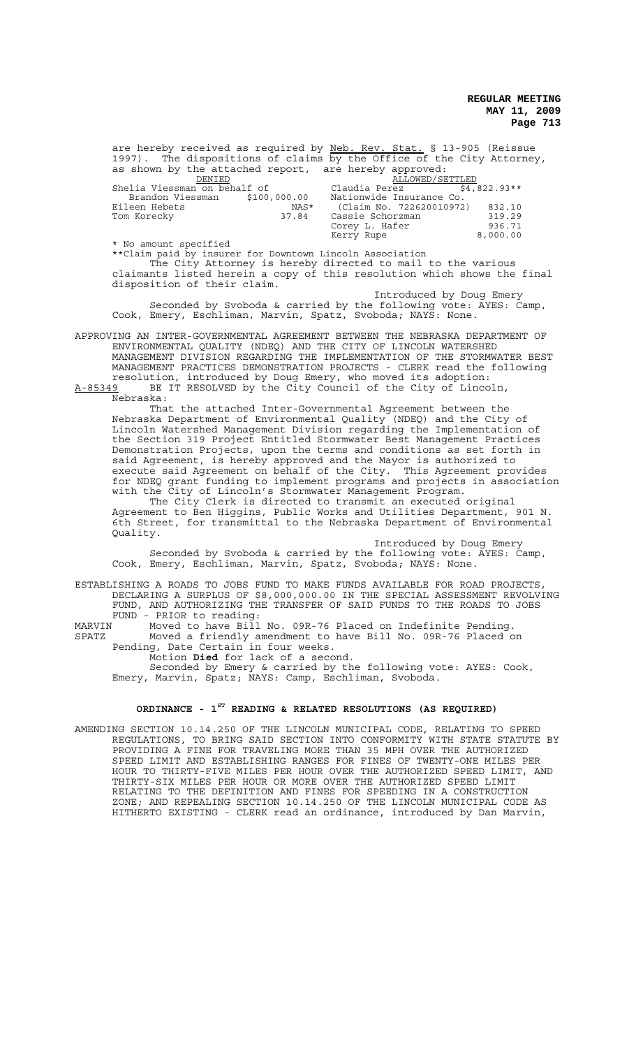are hereby received as required by Neb. Rev. Stat. § 13-905 (Reissue 1997). The dispositions of claims by the Office of the City Attorney, as shown by the attached report, are hereby approved:

| DENIED | | ALLOWED/SETTLED | |
|---|---|---|---|
| Shelia Viessman on behalf of Brandon Viessman | $100,000.00 | Claudia Perez | $4,822.93** |
| Eileen Hebets | NAS* | Nationwide Insurance Co. (Claim No. 722620010972) | 832.10 |
| Tom Korecky | 37.84 | Cassie Schorzman | 319.29 |
| | | Corey L. Hafer | 936.71 |
| | | Kerry Rupe | 8,000.00 |

\* No amount specified
\*\*Claim paid by insurer for Downtown Lincoln Association

The City Attorney is hereby directed to mail to the various claimants listed herein a copy of this resolution which shows the final disposition of their claim.

Introduced by Doug Emery

Seconded by Svoboda & carried by the following vote: AYES: Camp, Cook, Emery, Eschliman, Marvin, Spatz, Svoboda; NAYS: None.

APPROVING AN INTER-GOVERNMENTAL AGREEMENT BETWEEN THE NEBRASKA DEPARTMENT OF ENVIRONMENTAL QUALITY (NDEQ) AND THE CITY OF LINCOLN WATERSHED MANAGEMENT DIVISION REGARDING THE IMPLEMENTATION OF THE STORMWATER BEST MANAGEMENT PRACTICES DEMONSTRATION PROJECTS - CLERK read the following resolution, introduced by Doug Emery, who moved its adoption:

A-85349 BE IT RESOLVED by the City Council of the City of Lincoln, Nebraska:

That the attached Inter-Governmental Agreement between the Nebraska Department of Environmental Quality (NDEQ) and the City of Lincoln Watershed Management Division regarding the Implementation of the Section 319 Project Entitled Stormwater Best Management Practices Demonstration Projects, upon the terms and conditions as set forth in said Agreement, is hereby approved and the Mayor is authorized to execute said Agreement on behalf of the City. This Agreement provides for NDEQ grant funding to implement programs and projects in association with the City of Lincoln's Stormwater Management Program.

The City Clerk is directed to transmit an executed original Agreement to Ben Higgins, Public Works and Utilities Department, 901 N. 6th Street, for transmittal to the Nebraska Department of Environmental Quality.

Introduced by Doug Emery

Seconded by Svoboda & carried by the following vote: AYES: Camp, Cook, Emery, Eschliman, Marvin, Spatz, Svoboda; NAYS: None.

ESTABLISHING A ROADS TO JOBS FUND TO MAKE FUNDS AVAILABLE FOR ROAD PROJECTS, DECLARING A SURPLUS OF $8,000,000.00 IN THE SPECIAL ASSESSMENT REVOLVING FUND, AND AUTHORIZING THE TRANSFER OF SAID FUNDS TO THE ROADS TO JOBS FUND - PRIOR to reading:

MARVIN Moved to have Bill No. 09R-76 Placed on Indefinite Pending.

SPATZ Moved a friendly amendment to have Bill No. 09R-76 Placed on Pending, Date Certain in four weeks.

Motion **Died** for lack of a second.

Seconded by Emery & carried by the following vote: AYES: Cook, Emery, Marvin, Spatz; NAYS: Camp, Eschliman, Svoboda.

## ORDINANCE - 1ST READING & RELATED RESOLUTIONS (AS REQUIRED)

AMENDING SECTION 10.14.250 OF THE LINCOLN MUNICIPAL CODE, RELATING TO SPEED REGULATIONS, TO BRING SAID SECTION INTO CONFORMITY WITH STATE STATUTE BY PROVIDING A FINE FOR TRAVELING MORE THAN 35 MPH OVER THE AUTHORIZED SPEED LIMIT AND ESTABLISHING RANGES FOR FINES OF TWENTY-ONE MILES PER HOUR TO THIRTY-FIVE MILES PER HOUR OVER THE AUTHORIZED SPEED LIMIT, AND THIRTY-SIX MILES PER HOUR OR MORE OVER THE AUTHORIZED SPEED LIMIT RELATING TO THE DEFINITION AND FINES FOR SPEEDING IN A CONSTRUCTION ZONE; AND REPEALING SECTION 10.14.250 OF THE LINCOLN MUNICIPAL CODE AS HITHERTO EXISTING - CLERK read an ordinance, introduced by Dan Marvin,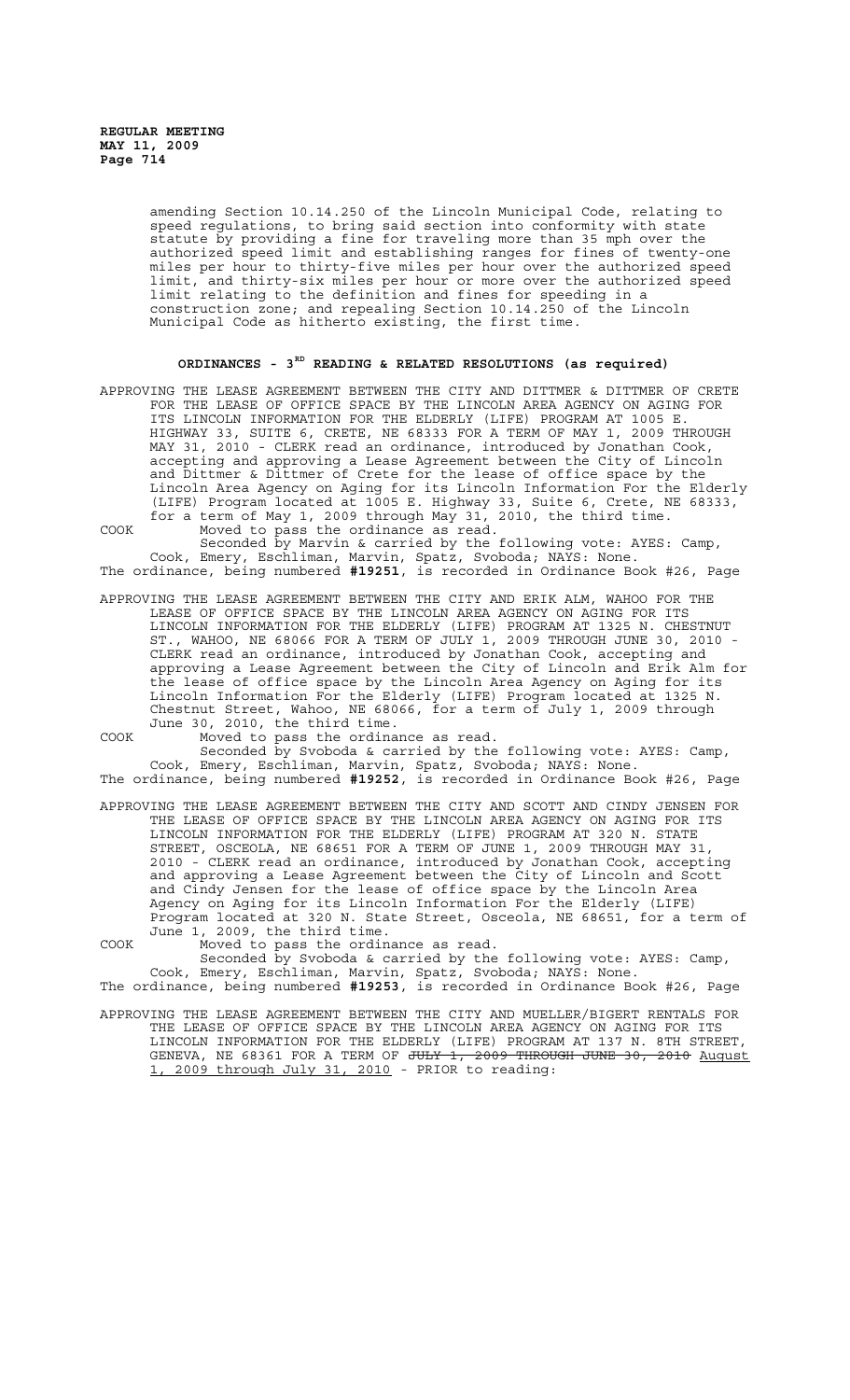amending Section 10.14.250 of the Lincoln Municipal Code, relating to speed regulations, to bring said section into conformity with state statute by providing a fine for traveling more than 35 mph over the authorized speed limit and establishing ranges for fines of twenty-one miles per hour to thirty-five miles per hour over the authorized speed limit, and thirty-six miles per hour or more over the authorized speed limit relating to the definition and fines for speeding in a construction zone; and repealing Section 10.14.250 of the Lincoln Municipal Code as hitherto existing, the first time.

## ORDINANCES - 3RD READING & RELATED RESOLUTIONS (as required)

APPROVING THE LEASE AGREEMENT BETWEEN THE CITY AND DITTMER & DITTMER OF CRETE FOR THE LEASE OF OFFICE SPACE BY THE LINCOLN AREA AGENCY ON AGING FOR ITS LINCOLN INFORMATION FOR THE ELDERLY (LIFE) PROGRAM AT 1005 E. HIGHWAY 33, SUITE 6, CRETE, NE 68333 FOR A TERM OF MAY 1, 2009 THROUGH MAY 31, 2010 - CLERK read an ordinance, introduced by Jonathan Cook, accepting and approving a Lease Agreement between the City of Lincoln and Dittmer & Dittmer of Crete for the lease of office space by the Lincoln Area Agency on Aging for its Lincoln Information For the Elderly (LIFE) Program located at 1005 E. Highway 33, Suite 6, Crete, NE 68333, for a term of May 1, 2009 through May 31, 2010, the third time.

COOK Moved to pass the ordinance as read.

Seconded by Marvin & carried by the following vote: AYES: Camp, Cook, Emery, Eschliman, Marvin, Spatz, Svoboda; NAYS: None.

The ordinance, being numbered **#19251**, is recorded in Ordinance Book #26, Page

APPROVING THE LEASE AGREEMENT BETWEEN THE CITY AND ERIK ALM, WAHOO FOR THE LEASE OF OFFICE SPACE BY THE LINCOLN AREA AGENCY ON AGING FOR ITS LINCOLN INFORMATION FOR THE ELDERLY (LIFE) PROGRAM AT 1325 N. CHESTNUT ST., WAHOO, NE 68066 FOR A TERM OF JULY 1, 2009 THROUGH JUNE 30, 2010 - CLERK read an ordinance, introduced by Jonathan Cook, accepting and approving a Lease Agreement between the City of Lincoln and Erik Alm for the lease of office space by the Lincoln Area Agency on Aging for its Lincoln Information For the Elderly (LIFE) Program located at 1325 N. Chestnut Street, Wahoo, NE 68066, for a term of July 1, 2009 through June 30, 2010, the third time.

COOK Moved to pass the ordinance as read.

Seconded by Svoboda & carried by the following vote: AYES: Camp, Cook, Emery, Eschliman, Marvin, Spatz, Svoboda; NAYS: None.

The ordinance, being numbered **#19252**, is recorded in Ordinance Book #26, Page

APPROVING THE LEASE AGREEMENT BETWEEN THE CITY AND SCOTT AND CINDY JENSEN FOR THE LEASE OF OFFICE SPACE BY THE LINCOLN AREA AGENCY ON AGING FOR ITS LINCOLN INFORMATION FOR THE ELDERLY (LIFE) PROGRAM AT 320 N. STATE STREET, OSCEOLA, NE 68651 FOR A TERM OF JUNE 1, 2009 THROUGH MAY 31, 2010 - CLERK read an ordinance, introduced by Jonathan Cook, accepting and approving a Lease Agreement between the City of Lincoln and Scott and Cindy Jensen for the lease of office space by the Lincoln Area Agency on Aging for its Lincoln Information For the Elderly (LIFE) Program located at 320 N. State Street, Osceola, NE 68651, for a term of June 1, 2009, the third time.

COOK Moved to pass the ordinance as read.

Seconded by Svoboda & carried by the following vote: AYES: Camp, Cook, Emery, Eschliman, Marvin, Spatz, Svoboda; NAYS: None.

The ordinance, being numbered **#19253**, is recorded in Ordinance Book #26, Page

APPROVING THE LEASE AGREEMENT BETWEEN THE CITY AND MUELLER/BIGERT RENTALS FOR THE LEASE OF OFFICE SPACE BY THE LINCOLN AREA AGENCY ON AGING FOR ITS LINCOLN INFORMATION FOR THE ELDERLY (LIFE) PROGRAM AT 137 N. 8TH STREET, GENEVA, NE 68361 FOR A TERM OF ~~JULY 1, 2009 THROUGH JUNE 30, 2010~~ August 1, 2009 through July 31, 2010 - PRIOR to reading: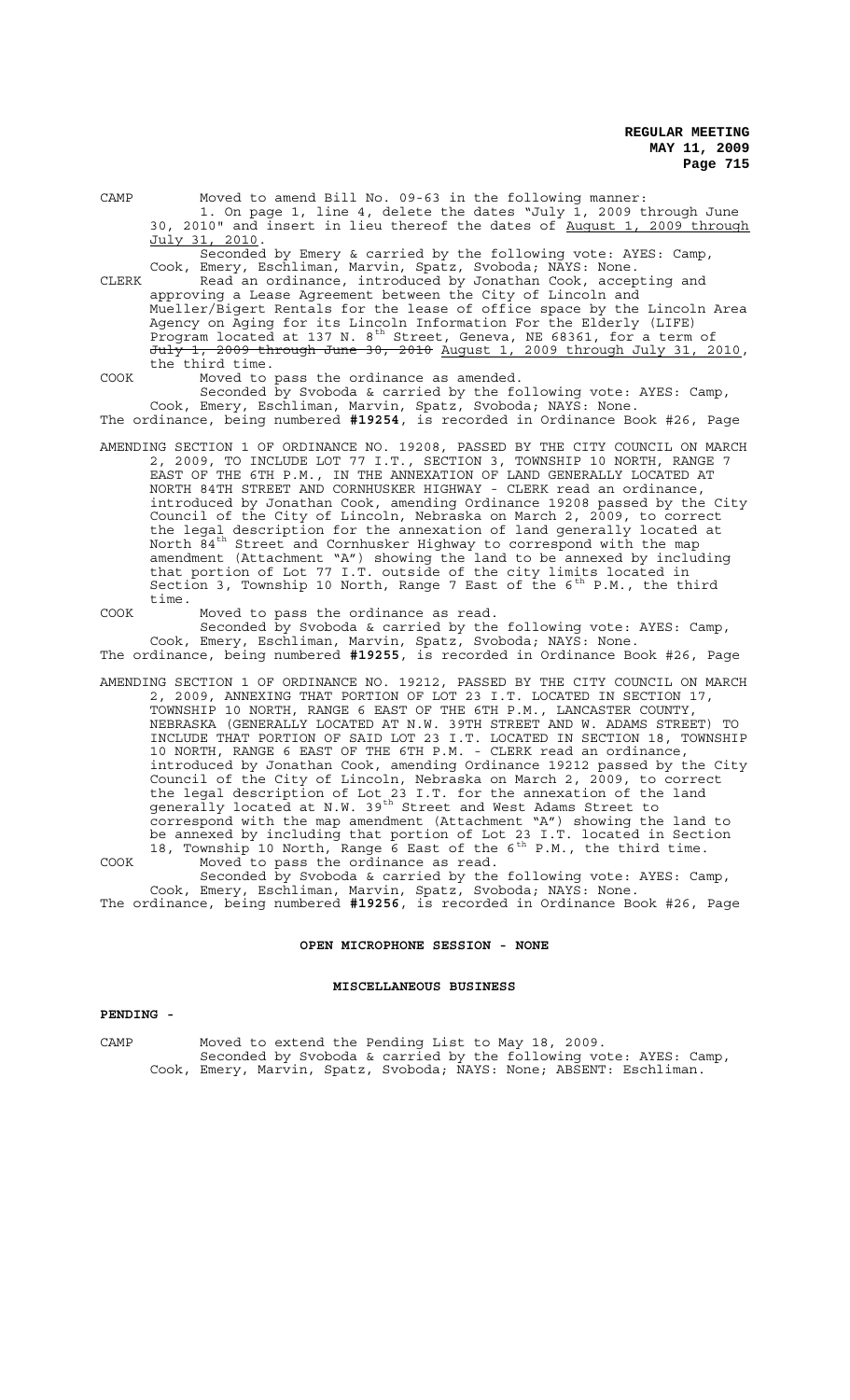CAMP Moved to amend Bill No. 09-63 in the following manner:
1. On page 1, line 4, delete the dates "July 1, 2009 through June 30, 2010" and insert in lieu thereof the dates of <u>August 1, 2009 through July 31, 2010</u>.
Seconded by Emery & carried by the following vote: AYES: Camp, Cook, Emery, Eschliman, Marvin, Spatz, Svoboda; NAYS: None.

CLERK Read an ordinance, introduced by Jonathan Cook, accepting and approving a Lease Agreement between the City of Lincoln and Mueller/Bigert Rentals for the lease of office space by the Lincoln Area Agency on Aging for its Lincoln Information For the Elderly (LIFE) Program located at 137 N. 8th Street, Geneva, NE 68361, for a term of ~~July 1, 2009 through June 30, 2010~~ <u>August 1, 2009 through July 31, 2010</u>, the third time.

COOK Moved to pass the ordinance as amended.
Seconded by Svoboda & carried by the following vote: AYES: Camp, Cook, Emery, Eschliman, Marvin, Spatz, Svoboda; NAYS: None.

The ordinance, being numbered **#19254**, is recorded in Ordinance Book #26, Page

AMENDING SECTION 1 OF ORDINANCE NO. 19208, PASSED BY THE CITY COUNCIL ON MARCH 2, 2009, TO INCLUDE LOT 77 I.T., SECTION 3, TOWNSHIP 10 NORTH, RANGE 7 EAST OF THE 6TH P.M., IN THE ANNEXATION OF LAND GENERALLY LOCATED AT NORTH 84TH STREET AND CORNHUSKER HIGHWAY - CLERK read an ordinance, introduced by Jonathan Cook, amending Ordinance 19208 passed by the City Council of the City of Lincoln, Nebraska on March 2, 2009, to correct the legal description for the annexation of land generally located at North 84th Street and Cornhusker Highway to correspond with the map amendment (Attachment "A") showing the land to be annexed by including that portion of Lot 77 I.T. outside of the city limits located in Section 3, Township 10 North, Range 7 East of the 6th P.M., the third time.

COOK Moved to pass the ordinance as read.
Seconded by Svoboda & carried by the following vote: AYES: Camp, Cook, Emery, Eschliman, Marvin, Spatz, Svoboda; NAYS: None.

The ordinance, being numbered **#19255**, is recorded in Ordinance Book #26, Page

AMENDING SECTION 1 OF ORDINANCE NO. 19212, PASSED BY THE CITY COUNCIL ON MARCH 2, 2009, ANNEXING THAT PORTION OF LOT 23 I.T. LOCATED IN SECTION 17, TOWNSHIP 10 NORTH, RANGE 6 EAST OF THE 6TH P.M., LANCASTER COUNTY, NEBRASKA (GENERALLY LOCATED AT N.W. 39TH STREET AND W. ADAMS STREET) TO INCLUDE THAT PORTION OF SAID LOT 23 I.T. LOCATED IN SECTION 18, TOWNSHIP 10 NORTH, RANGE 6 EAST OF THE 6TH P.M. - CLERK read an ordinance, introduced by Jonathan Cook, amending Ordinance 19212 passed by the City Council of the City of Lincoln, Nebraska on March 2, 2009, to correct the legal description of Lot 23 I.T. for the annexation of the land generally located at N.W. 39th Street and West Adams Street to correspond with the map amendment (Attachment "A") showing the land to be annexed by including that portion of Lot 23 I.T. located in Section 18, Township 10 North, Range 6 East of the 6th P.M., the third time.

COOK Moved to pass the ordinance as read.
Seconded by Svoboda & carried by the following vote: AYES: Camp, Cook, Emery, Eschliman, Marvin, Spatz, Svoboda; NAYS: None.

The ordinance, being numbered **#19256**, is recorded in Ordinance Book #26, Page

## OPEN MICROPHONE SESSION - NONE

## MISCELLANEOUS BUSINESS

**PENDING -**

CAMP Moved to extend the Pending List to May 18, 2009.
Seconded by Svoboda & carried by the following vote: AYES: Camp, Cook, Emery, Marvin, Spatz, Svoboda; NAYS: None; ABSENT: Eschliman.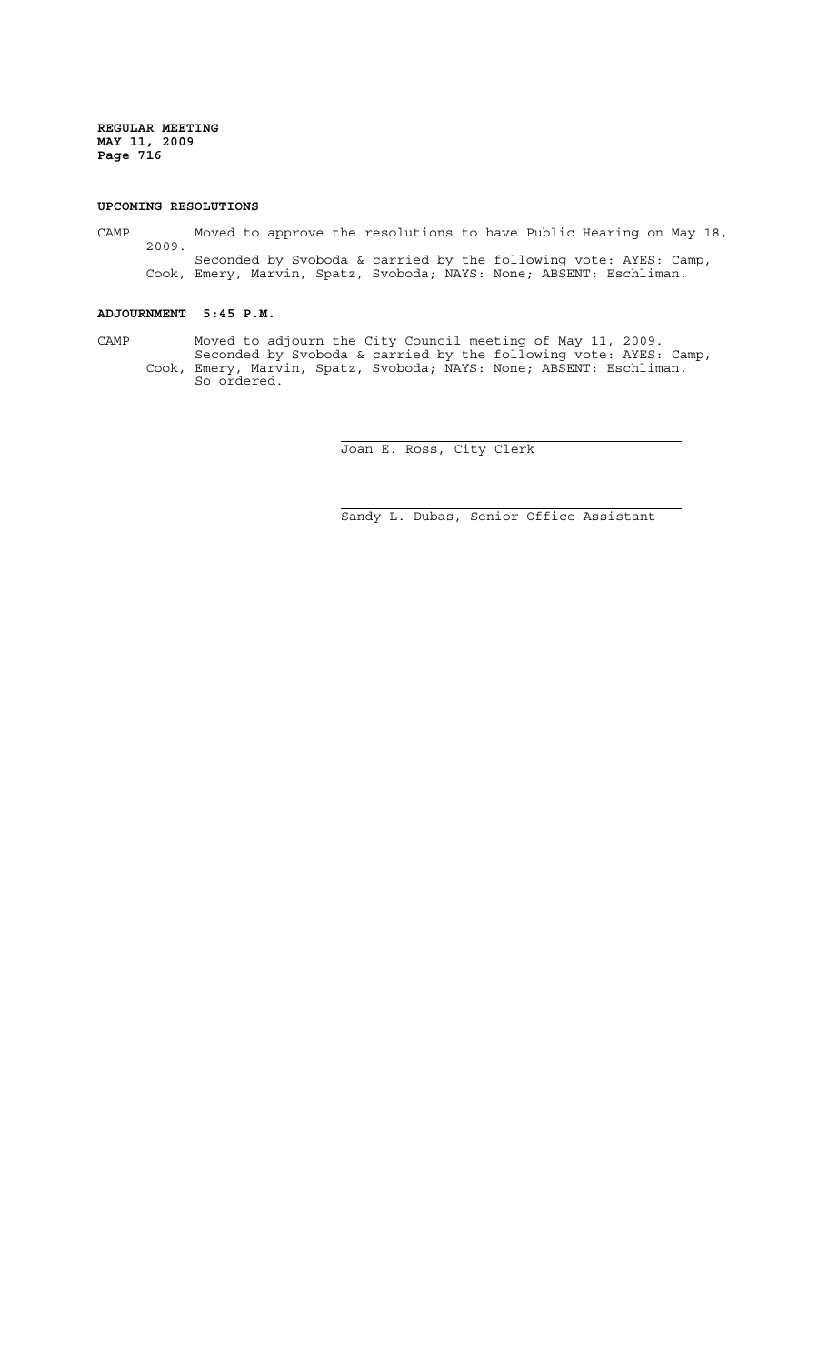**UPCOMING RESOLUTIONS**

CAMP Moved to approve the resolutions to have Public Hearing on May 18, 2009.
Seconded by Svoboda & carried by the following vote: AYES: Camp, Cook, Emery, Marvin, Spatz, Svoboda; NAYS: None; ABSENT: Eschliman.

**ADJOURNMENT 5:45 P.M.**

CAMP Moved to adjourn the City Council meeting of May 11, 2009.
Seconded by Svoboda & carried by the following vote: AYES: Camp, Cook, Emery, Marvin, Spatz, Svoboda; NAYS: None; ABSENT: Eschliman.
So ordered.

Joan E. Ross, City Clerk

Sandy L. Dubas, Senior Office Assistant